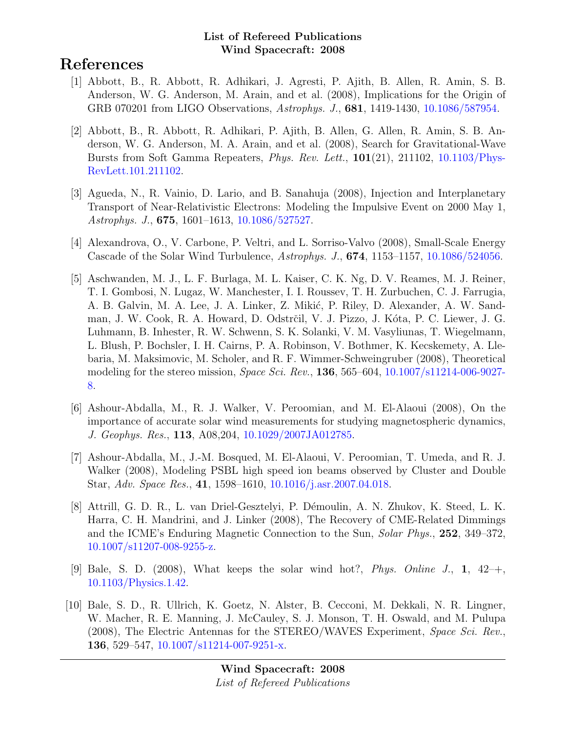**List of Refereed Publications**
**Wind Spacecraft: 2008**

# References

[1] Abbott, B., R. Abbott, R. Adhikari, J. Agresti, P. Ajith, B. Allen, R. Amin, S. B. Anderson, W. G. Anderson, M. Arain, and et al. (2008), Implications for the Origin of GRB 070201 from LIGO Observations, *Astrophys. J.*, **681**, 1419-1430, 10.1086/587954.

[2] Abbott, B., R. Abbott, R. Adhikari, P. Ajith, B. Allen, G. Allen, R. Amin, S. B. Anderson, W. G. Anderson, M. A. Arain, and et al. (2008), Search for Gravitational-Wave Bursts from Soft Gamma Repeaters, *Phys. Rev. Lett.*, **101**(21), 211102, 10.1103/PhysRevLett.101.211102.

[3] Agueda, N., R. Vainio, D. Lario, and B. Sanahuja (2008), Injection and Interplanetary Transport of Near-Relativistic Electrons: Modeling the Impulsive Event on 2000 May 1, *Astrophys. J.*, **675**, 1601–1613, 10.1086/527527.

[4] Alexandrova, O., V. Carbone, P. Veltri, and L. Sorriso-Valvo (2008), Small-Scale Energy Cascade of the Solar Wind Turbulence, *Astrophys. J.*, **674**, 1153–1157, 10.1086/524056.

[5] Aschwanden, M. J., L. F. Burlaga, M. L. Kaiser, C. K. Ng, D. V. Reames, M. J. Reiner, T. I. Gombosi, N. Lugaz, W. Manchester, I. I. Roussev, T. H. Zurbuchen, C. J. Farrugia, A. B. Galvin, M. A. Lee, J. A. Linker, Z. Mikić, P. Riley, D. Alexander, A. W. Sandman, J. W. Cook, R. A. Howard, D. Odstrčil, V. J. Pizzo, J. Kóta, P. C. Liewer, J. G. Luhmann, B. Inhester, R. W. Schwenn, S. K. Solanki, V. M. Vasyliunas, T. Wiegelmann, L. Blush, P. Bochsler, I. H. Cairns, P. A. Robinson, V. Bothmer, K. Kecskemety, A. Llebaria, M. Maksimovic, M. Scholer, and R. F. Wimmer-Schweingruber (2008), Theoretical modeling for the stereo mission, *Space Sci. Rev.*, **136**, 565–604, 10.1007/s11214-006-9027-8.

[6] Ashour-Abdalla, M., R. J. Walker, V. Peroomian, and M. El-Alaoui (2008), On the importance of accurate solar wind measurements for studying magnetospheric dynamics, *J. Geophys. Res.*, **113**, A08,204, 10.1029/2007JA012785.

[7] Ashour-Abdalla, M., J.-M. Bosqued, M. El-Alaoui, V. Peroomian, T. Umeda, and R. J. Walker (2008), Modeling PSBL high speed ion beams observed by Cluster and Double Star, *Adv. Space Res.*, **41**, 1598–1610, 10.1016/j.asr.2007.04.018.

[8] Attrill, G. D. R., L. van Driel-Gesztelyi, P. Démoulin, A. N. Zhukov, K. Steed, L. K. Harra, C. H. Mandrini, and J. Linker (2008), The Recovery of CME-Related Dimmings and the ICME's Enduring Magnetic Connection to the Sun, *Solar Phys.*, **252**, 349–372, 10.1007/s11207-008-9255-z.

[9] Bale, S. D. (2008), What keeps the solar wind hot?, *Phys. Online J.*, **1**, 42–+, 10.1103/Physics.1.42.

[10] Bale, S. D., R. Ullrich, K. Goetz, N. Alster, B. Cecconi, M. Dekkali, N. R. Lingner, W. Macher, R. E. Manning, J. McCauley, S. J. Monson, T. H. Oswald, and M. Pulupa (2008), The Electric Antennas for the STEREO/WAVES Experiment, *Space Sci. Rev.*, **136**, 529–547, 10.1007/s11214-007-9251-x.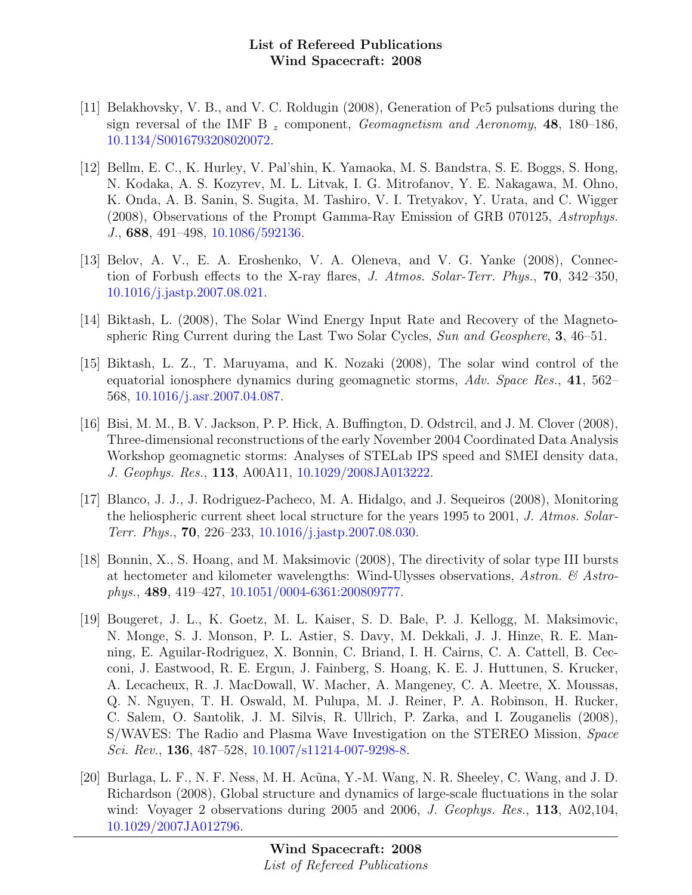[11] Belakhovsky, V. B., and V. C. Roldugin (2008), Generation of Pc5 pulsations during the sign reversal of the IMF B $_z$ component, *Geomagnetism and Aeronomy*, **48**, 180–186, 10.1134/S0016793208020072.

[12] Bellm, E. C., K. Hurley, V. Pal'shin, K. Yamaoka, M. S. Bandstra, S. E. Boggs, S. Hong, N. Kodaka, A. S. Kozyrev, M. L. Litvak, I. G. Mitrofanov, Y. E. Nakagawa, M. Ohno, K. Onda, A. B. Sanin, S. Sugita, M. Tashiro, V. I. Tretyakov, Y. Urata, and C. Wigger (2008), Observations of the Prompt Gamma-Ray Emission of GRB 070125, *Astrophys. J.*, **688**, 491–498, 10.1086/592136.

[13] Belov, A. V., E. A. Eroshenko, V. A. Oleneva, and V. G. Yanke (2008), Connection of Forbush effects to the X-ray flares, *J. Atmos. Solar-Terr. Phys.*, **70**, 342–350, 10.1016/j.jastp.2007.08.021.

[14] Biktash, L. (2008), The Solar Wind Energy Input Rate and Recovery of the Magnetospheric Ring Current during the Last Two Solar Cycles, *Sun and Geosphere*, **3**, 46–51.

[15] Biktash, L. Z., T. Maruyama, and K. Nozaki (2008), The solar wind control of the equatorial ionosphere dynamics during geomagnetic storms, *Adv. Space Res.*, **41**, 562–568, 10.1016/j.asr.2007.04.087.

[16] Bisi, M. M., B. V. Jackson, P. P. Hick, A. Buffington, D. Odstrcil, and J. M. Clover (2008), Three-dimensional reconstructions of the early November 2004 Coordinated Data Analysis Workshop geomagnetic storms: Analyses of STELab IPS speed and SMEI density data, *J. Geophys. Res.*, **113**, A00A11, 10.1029/2008JA013222.

[17] Blanco, J. J., J. Rodriguez-Pacheco, M. A. Hidalgo, and J. Sequeiros (2008), Monitoring the heliospheric current sheet local structure for the years 1995 to 2001, *J. Atmos. Solar-Terr. Phys.*, **70**, 226–233, 10.1016/j.jastp.2007.08.030.

[18] Bonnin, X., S. Hoang, and M. Maksimovic (2008), The directivity of solar type III bursts at hectometer and kilometer wavelengths: Wind-Ulysses observations, *Astron. & Astrophys.*, **489**, 419–427, 10.1051/0004-6361:200809777.

[19] Bougeret, J. L., K. Goetz, M. L. Kaiser, S. D. Bale, P. J. Kellogg, M. Maksimovic, N. Monge, S. J. Monson, P. L. Astier, S. Davy, M. Dekkali, J. J. Hinze, R. E. Manning, E. Aguilar-Rodriguez, X. Bonnin, C. Briand, I. H. Cairns, C. A. Cattell, B. Cecconi, J. Eastwood, R. E. Ergun, J. Fainberg, S. Hoang, K. E. J. Huttunen, S. Krucker, A. Lecacheux, R. J. MacDowall, W. Macher, A. Mangeney, C. A. Meetre, X. Moussas, Q. N. Nguyen, T. H. Oswald, M. Pulupa, M. J. Reiner, P. A. Robinson, H. Rucker, C. Salem, O. Santolik, J. M. Silvis, R. Ullrich, P. Zarka, and I. Zouganelis (2008), S/WAVES: The Radio and Plasma Wave Investigation on the STEREO Mission, *Space Sci. Rev.*, **136**, 487–528, 10.1007/s11214-007-9298-8.

[20] Burlaga, L. F., N. F. Ness, M. H. Acũna, Y.-M. Wang, N. R. Sheeley, C. Wang, and J. D. Richardson (2008), Global structure and dynamics of large-scale fluctuations in the solar wind: Voyager 2 observations during 2005 and 2006, *J. Geophys. Res.*, **113**, A02,104, 10.1029/2007JA012796.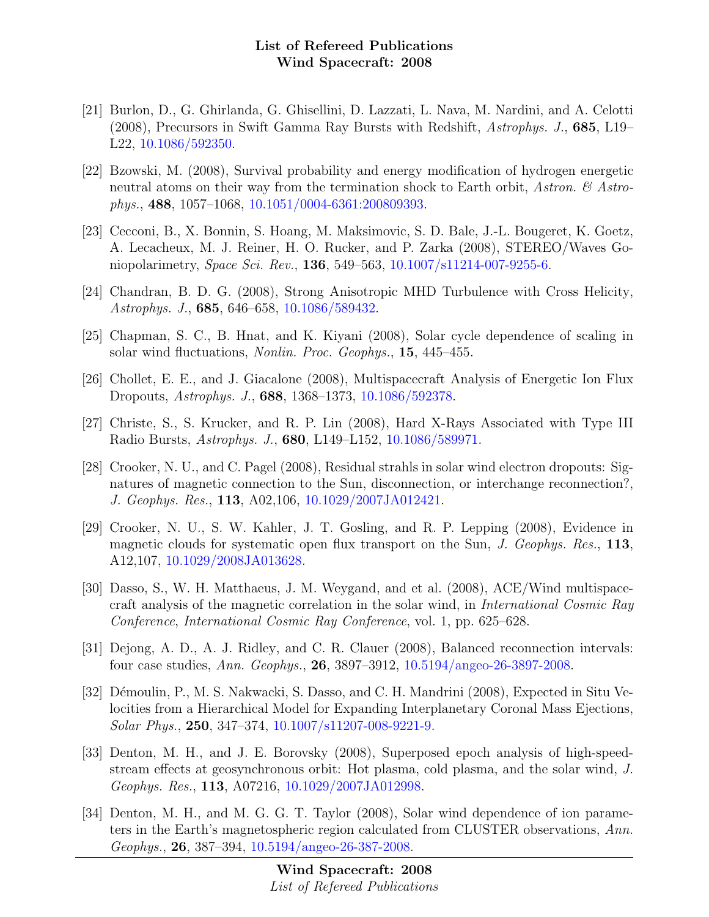[21] Burlon, D., G. Ghirlanda, G. Ghisellini, D. Lazzati, L. Nava, M. Nardini, and A. Celotti (2008), Precursors in Swift Gamma Ray Bursts with Redshift, *Astrophys. J.*, **685**, L19–L22, 10.1086/592350.

[22] Bzowski, M. (2008), Survival probability and energy modification of hydrogen energetic neutral atoms on their way from the termination shock to Earth orbit, *Astron. & Astrophys.*, **488**, 1057–1068, 10.1051/0004-6361:200809393.

[23] Cecconi, B., X. Bonnin, S. Hoang, M. Maksimovic, S. D. Bale, J.-L. Bougeret, K. Goetz, A. Lecacheux, M. J. Reiner, H. O. Rucker, and P. Zarka (2008), STEREO/Waves Goniopolarimetry, *Space Sci. Rev.*, **136**, 549–563, 10.1007/s11214-007-9255-6.

[24] Chandran, B. D. G. (2008), Strong Anisotropic MHD Turbulence with Cross Helicity, *Astrophys. J.*, **685**, 646–658, 10.1086/589432.

[25] Chapman, S. C., B. Hnat, and K. Kiyani (2008), Solar cycle dependence of scaling in solar wind fluctuations, *Nonlin. Proc. Geophys.*, **15**, 445–455.

[26] Chollet, E. E., and J. Giacalone (2008), Multispacecraft Analysis of Energetic Ion Flux Dropouts, *Astrophys. J.*, **688**, 1368–1373, 10.1086/592378.

[27] Christe, S., S. Krucker, and R. P. Lin (2008), Hard X-Rays Associated with Type III Radio Bursts, *Astrophys. J.*, **680**, L149–L152, 10.1086/589971.

[28] Crooker, N. U., and C. Pagel (2008), Residual strahls in solar wind electron dropouts: Signatures of magnetic connection to the Sun, disconnection, or interchange reconnection?, *J. Geophys. Res.*, **113**, A02,106, 10.1029/2007JA012421.

[29] Crooker, N. U., S. W. Kahler, J. T. Gosling, and R. P. Lepping (2008), Evidence in magnetic clouds for systematic open flux transport on the Sun, *J. Geophys. Res.*, **113**, A12,107, 10.1029/2008JA013628.

[30] Dasso, S., W. H. Matthaeus, J. M. Weygand, and et al. (2008), ACE/Wind multispacecraft analysis of the magnetic correlation in the solar wind, in *International Cosmic Ray Conference*, *International Cosmic Ray Conference*, vol. 1, pp. 625–628.

[31] Dejong, A. D., A. J. Ridley, and C. R. Clauer (2008), Balanced reconnection intervals: four case studies, *Ann. Geophys.*, **26**, 3897–3912, 10.5194/angeo-26-3897-2008.

[32] Démoulin, P., M. S. Nakwacki, S. Dasso, and C. H. Mandrini (2008), Expected in Situ Velocities from a Hierarchical Model for Expanding Interplanetary Coronal Mass Ejections, *Solar Phys.*, **250**, 347–374, 10.1007/s11207-008-9221-9.

[33] Denton, M. H., and J. E. Borovsky (2008), Superposed epoch analysis of high-speed-stream effects at geosynchronous orbit: Hot plasma, cold plasma, and the solar wind, *J. Geophys. Res.*, **113**, A07216, 10.1029/2007JA012998.

[34] Denton, M. H., and M. G. G. T. Taylor (2008), Solar wind dependence of ion parameters in the Earth's magnetospheric region calculated from CLUSTER observations, *Ann. Geophys.*, **26**, 387–394, 10.5194/angeo-26-387-2008.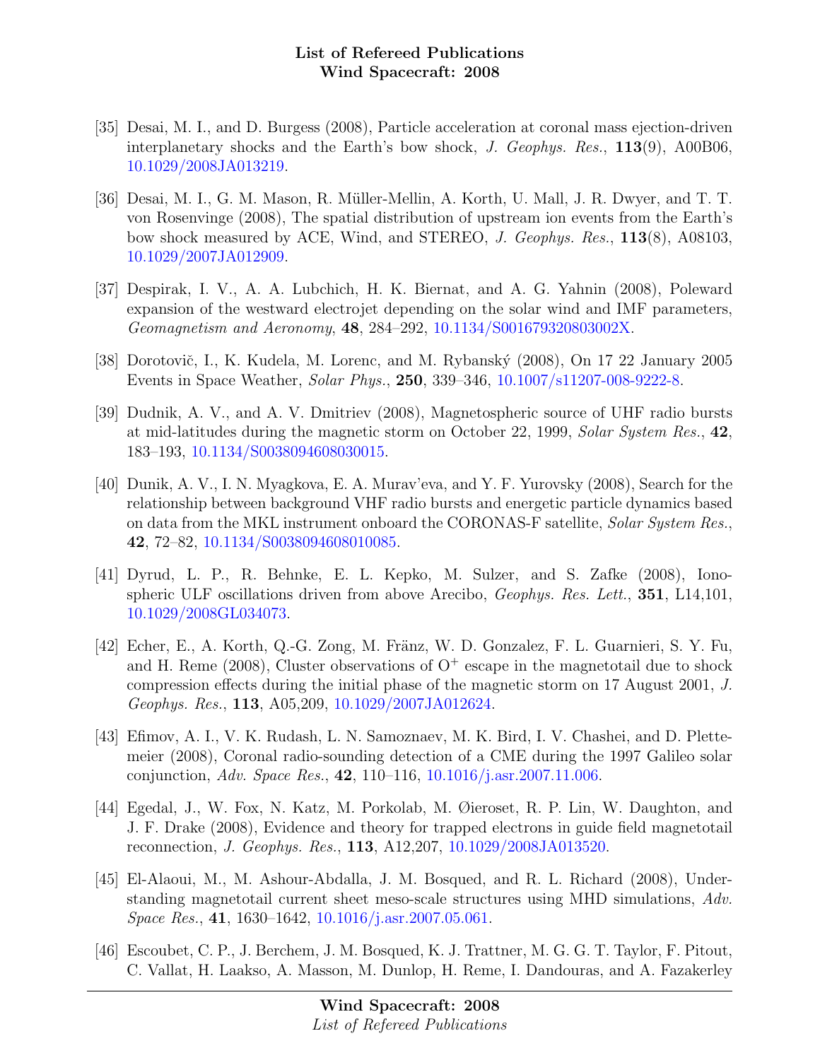[35] Desai, M. I., and D. Burgess (2008), Particle acceleration at coronal mass ejection-driven interplanetary shocks and the Earth's bow shock, *J. Geophys. Res.*, **113**(9), A00B06, 10.1029/2008JA013219.

[36] Desai, M. I., G. M. Mason, R. Müller-Mellin, A. Korth, U. Mall, J. R. Dwyer, and T. T. von Rosenvinge (2008), The spatial distribution of upstream ion events from the Earth's bow shock measured by ACE, Wind, and STEREO, *J. Geophys. Res.*, **113**(8), A08103, 10.1029/2007JA012909.

[37] Despirak, I. V., A. A. Lubchich, H. K. Biernat, and A. G. Yahnin (2008), Poleward expansion of the westward electrojet depending on the solar wind and IMF parameters, *Geomagnetism and Aeronomy*, **48**, 284–292, 10.1134/S001679320803002X.

[38] Dorotovič, I., K. Kudela, M. Lorenc, and M. Rybanský (2008), On 17 22 January 2005 Events in Space Weather, *Solar Phys.*, **250**, 339–346, 10.1007/s11207-008-9222-8.

[39] Dudnik, A. V., and A. V. Dmitriev (2008), Magnetospheric source of UHF radio bursts at mid-latitudes during the magnetic storm on October 22, 1999, *Solar System Res.*, **42**, 183–193, 10.1134/S0038094608030015.

[40] Dunik, A. V., I. N. Myagkova, E. A. Murav'eva, and Y. F. Yurovsky (2008), Search for the relationship between background VHF radio bursts and energetic particle dynamics based on data from the MKL instrument onboard the CORONAS-F satellite, *Solar System Res.*, **42**, 72–82, 10.1134/S0038094608010085.

[41] Dyrud, L. P., R. Behnke, E. L. Kepko, M. Sulzer, and S. Zafke (2008), Ionospheric ULF oscillations driven from above Arecibo, *Geophys. Res. Lett.*, **351**, L14,101, 10.1029/2008GL034073.

[42] Echer, E., A. Korth, Q.-G. Zong, M. Fränz, W. D. Gonzalez, F. L. Guarnieri, S. Y. Fu, and H. Reme (2008), Cluster observations of $O^+$ escape in the magnetotail due to shock compression effects during the initial phase of the magnetic storm on 17 August 2001, *J. Geophys. Res.*, **113**, A05,209, 10.1029/2007JA012624.

[43] Efimov, A. I., V. K. Rudash, L. N. Samoznaev, M. K. Bird, I. V. Chashei, and D. Plettemeier (2008), Coronal radio-sounding detection of a CME during the 1997 Galileo solar conjunction, *Adv. Space Res.*, **42**, 110–116, 10.1016/j.asr.2007.11.006.

[44] Egedal, J., W. Fox, N. Katz, M. Porkolab, M. Øieroset, R. P. Lin, W. Daughton, and J. F. Drake (2008), Evidence and theory for trapped electrons in guide field magnetotail reconnection, *J. Geophys. Res.*, **113**, A12,207, 10.1029/2008JA013520.

[45] El-Alaoui, M., M. Ashour-Abdalla, J. M. Bosqued, and R. L. Richard (2008), Understanding magnetotail current sheet meso-scale structures using MHD simulations, *Adv. Space Res.*, **41**, 1630–1642, 10.1016/j.asr.2007.05.061.

[46] Escoubet, C. P., J. Berchem, J. M. Bosqued, K. J. Trattner, M. G. G. T. Taylor, F. Pitout, C. Vallat, H. Laakso, A. Masson, M. Dunlop, H. Reme, I. Dandouras, and A. Fazakerley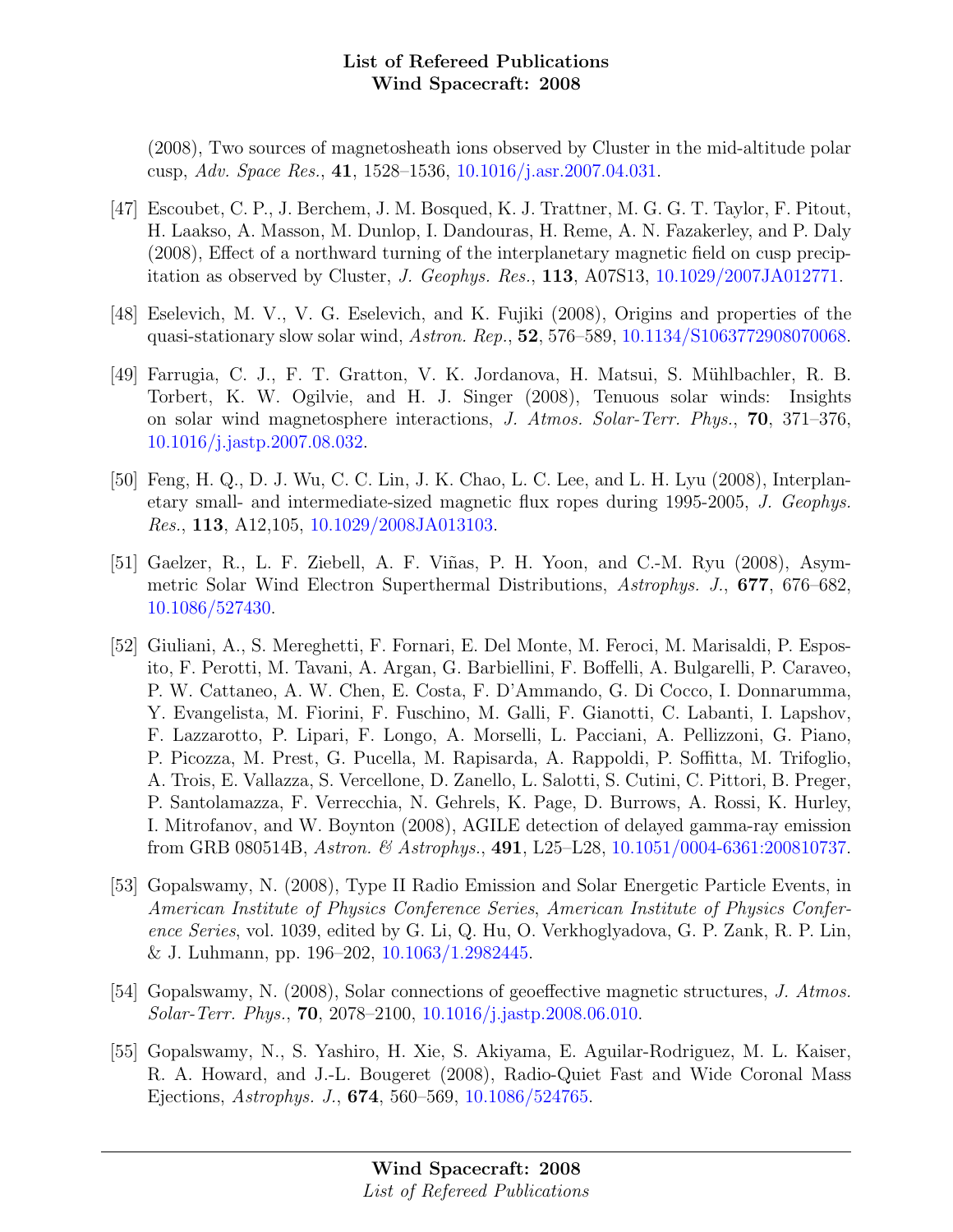(2008), Two sources of magnetosheath ions observed by Cluster in the mid-altitude polar cusp, *Adv. Space Res.*, **41**, 1528–1536, 10.1016/j.asr.2007.04.031.

[47] Escoubet, C. P., J. Berchem, J. M. Bosqued, K. J. Trattner, M. G. G. T. Taylor, F. Pitout, H. Laakso, A. Masson, M. Dunlop, I. Dandouras, H. Reme, A. N. Fazakerley, and P. Daly (2008), Effect of a northward turning of the interplanetary magnetic field on cusp precipitation as observed by Cluster, *J. Geophys. Res.*, **113**, A07S13, 10.1029/2007JA012771.

[48] Eselevich, M. V., V. G. Eselevich, and K. Fujiki (2008), Origins and properties of the quasi-stationary slow solar wind, *Astron. Rep.*, **52**, 576–589, 10.1134/S1063772908070068.

[49] Farrugia, C. J., F. T. Gratton, V. K. Jordanova, H. Matsui, S. Mühlbachler, R. B. Torbert, K. W. Ogilvie, and H. J. Singer (2008), Tenuous solar winds: Insights on solar wind magnetosphere interactions, *J. Atmos. Solar-Terr. Phys.*, **70**, 371–376, 10.1016/j.jastp.2007.08.032.

[50] Feng, H. Q., D. J. Wu, C. C. Lin, J. K. Chao, L. C. Lee, and L. H. Lyu (2008), Interplanetary small- and intermediate-sized magnetic flux ropes during 1995-2005, *J. Geophys. Res.*, **113**, A12,105, 10.1029/2008JA013103.

[51] Gaelzer, R., L. F. Ziebell, A. F. Viñas, P. H. Yoon, and C.-M. Ryu (2008), Asymmetric Solar Wind Electron Superthermal Distributions, *Astrophys. J.*, **677**, 676–682, 10.1086/527430.

[52] Giuliani, A., S. Mereghetti, F. Fornari, E. Del Monte, M. Feroci, M. Marisaldi, P. Esposito, F. Perotti, M. Tavani, A. Argan, G. Barbiellini, F. Boffelli, A. Bulgarelli, P. Caraveo, P. W. Cattaneo, A. W. Chen, E. Costa, F. D'Ammando, G. Di Cocco, I. Donnarumma, Y. Evangelista, M. Fiorini, F. Fuschino, M. Galli, F. Gianotti, C. Labanti, I. Lapshov, F. Lazzarotto, P. Lipari, F. Longo, A. Morselli, L. Pacciani, A. Pellizzoni, G. Piano, P. Picozza, M. Prest, G. Pucella, M. Rapisarda, A. Rappoldi, P. Soffitta, M. Trifoglio, A. Trois, E. Vallazza, S. Vercellone, D. Zanello, L. Salotti, S. Cutini, C. Pittori, B. Preger, P. Santolamazza, F. Verrecchia, N. Gehrels, K. Page, D. Burrows, A. Rossi, K. Hurley, I. Mitrofanov, and W. Boynton (2008), AGILE detection of delayed gamma-ray emission from GRB 080514B, *Astron. & Astrophys.*, **491**, L25–L28, 10.1051/0004-6361:200810737.

[53] Gopalswamy, N. (2008), Type II Radio Emission and Solar Energetic Particle Events, in *American Institute of Physics Conference Series*, *American Institute of Physics Conference Series*, vol. 1039, edited by G. Li, Q. Hu, O. Verkhoglyadova, G. P. Zank, R. P. Lin, & J. Luhmann, pp. 196–202, 10.1063/1.2982445.

[54] Gopalswamy, N. (2008), Solar connections of geoeffective magnetic structures, *J. Atmos. Solar-Terr. Phys.*, **70**, 2078–2100, 10.1016/j.jastp.2008.06.010.

[55] Gopalswamy, N., S. Yashiro, H. Xie, S. Akiyama, E. Aguilar-Rodriguez, M. L. Kaiser, R. A. Howard, and J.-L. Bougeret (2008), Radio-Quiet Fast and Wide Coronal Mass Ejections, *Astrophys. J.*, **674**, 560–569, 10.1086/524765.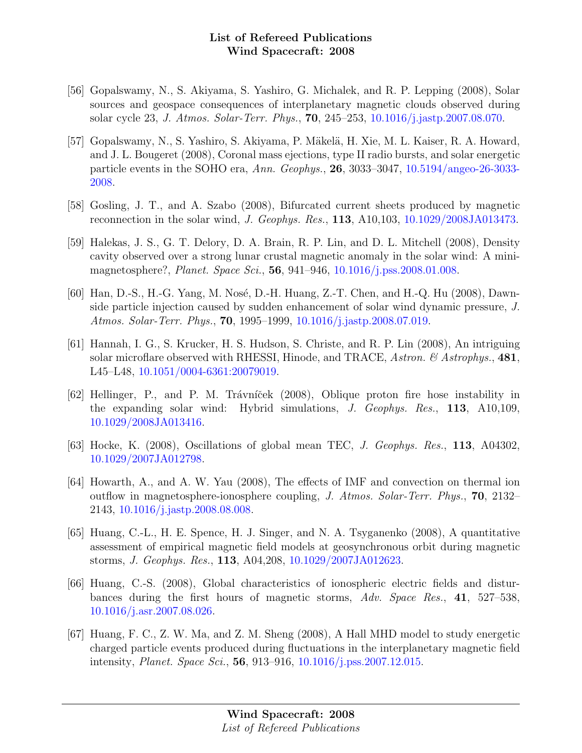[56] Gopalswamy, N., S. Akiyama, S. Yashiro, G. Michalek, and R. P. Lepping (2008), Solar sources and geospace consequences of interplanetary magnetic clouds observed during solar cycle 23, *J. Atmos. Solar-Terr. Phys.*, **70**, 245–253, 10.1016/j.jastp.2007.08.070.

[57] Gopalswamy, N., S. Yashiro, S. Akiyama, P. Mäkelä, H. Xie, M. L. Kaiser, R. A. Howard, and J. L. Bougeret (2008), Coronal mass ejections, type II radio bursts, and solar energetic particle events in the SOHO era, *Ann. Geophys.*, **26**, 3033–3047, 10.5194/angeo-26-3033-2008.

[58] Gosling, J. T., and A. Szabo (2008), Bifurcated current sheets produced by magnetic reconnection in the solar wind, *J. Geophys. Res.*, **113**, A10,103, 10.1029/2008JA013473.

[59] Halekas, J. S., G. T. Delory, D. A. Brain, R. P. Lin, and D. L. Mitchell (2008), Density cavity observed over a strong lunar crustal magnetic anomaly in the solar wind: A mini-magnetosphere?, *Planet. Space Sci.*, **56**, 941–946, 10.1016/j.pss.2008.01.008.

[60] Han, D.-S., H.-G. Yang, M. Nosé, D.-H. Huang, Z.-T. Chen, and H.-Q. Hu (2008), Dawnside particle injection caused by sudden enhancement of solar wind dynamic pressure, *J. Atmos. Solar-Terr. Phys.*, **70**, 1995–1999, 10.1016/j.jastp.2008.07.019.

[61] Hannah, I. G., S. Krucker, H. S. Hudson, S. Christe, and R. P. Lin (2008), An intriguing solar microflare observed with RHESSI, Hinode, and TRACE, *Astron. & Astrophys.*, **481**, L45–L48, 10.1051/0004-6361:20079019.

[62] Hellinger, P., and P. M. Trávníček (2008), Oblique proton fire hose instability in the expanding solar wind: Hybrid simulations, *J. Geophys. Res.*, **113**, A10,109, 10.1029/2008JA013416.

[63] Hocke, K. (2008), Oscillations of global mean TEC, *J. Geophys. Res.*, **113**, A04302, 10.1029/2007JA012798.

[64] Howarth, A., and A. W. Yau (2008), The effects of IMF and convection on thermal ion outflow in magnetosphere-ionosphere coupling, *J. Atmos. Solar-Terr. Phys.*, **70**, 2132–2143, 10.1016/j.jastp.2008.08.008.

[65] Huang, C.-L., H. E. Spence, H. J. Singer, and N. A. Tsyganenko (2008), A quantitative assessment of empirical magnetic field models at geosynchronous orbit during magnetic storms, *J. Geophys. Res.*, **113**, A04,208, 10.1029/2007JA012623.

[66] Huang, C.-S. (2008), Global characteristics of ionospheric electric fields and disturbances during the first hours of magnetic storms, *Adv. Space Res.*, **41**, 527–538, 10.1016/j.asr.2007.08.026.

[67] Huang, F. C., Z. W. Ma, and Z. M. Sheng (2008), A Hall MHD model to study energetic charged particle events produced during fluctuations in the interplanetary magnetic field intensity, *Planet. Space Sci.*, **56**, 913–916, 10.1016/j.pss.2007.12.015.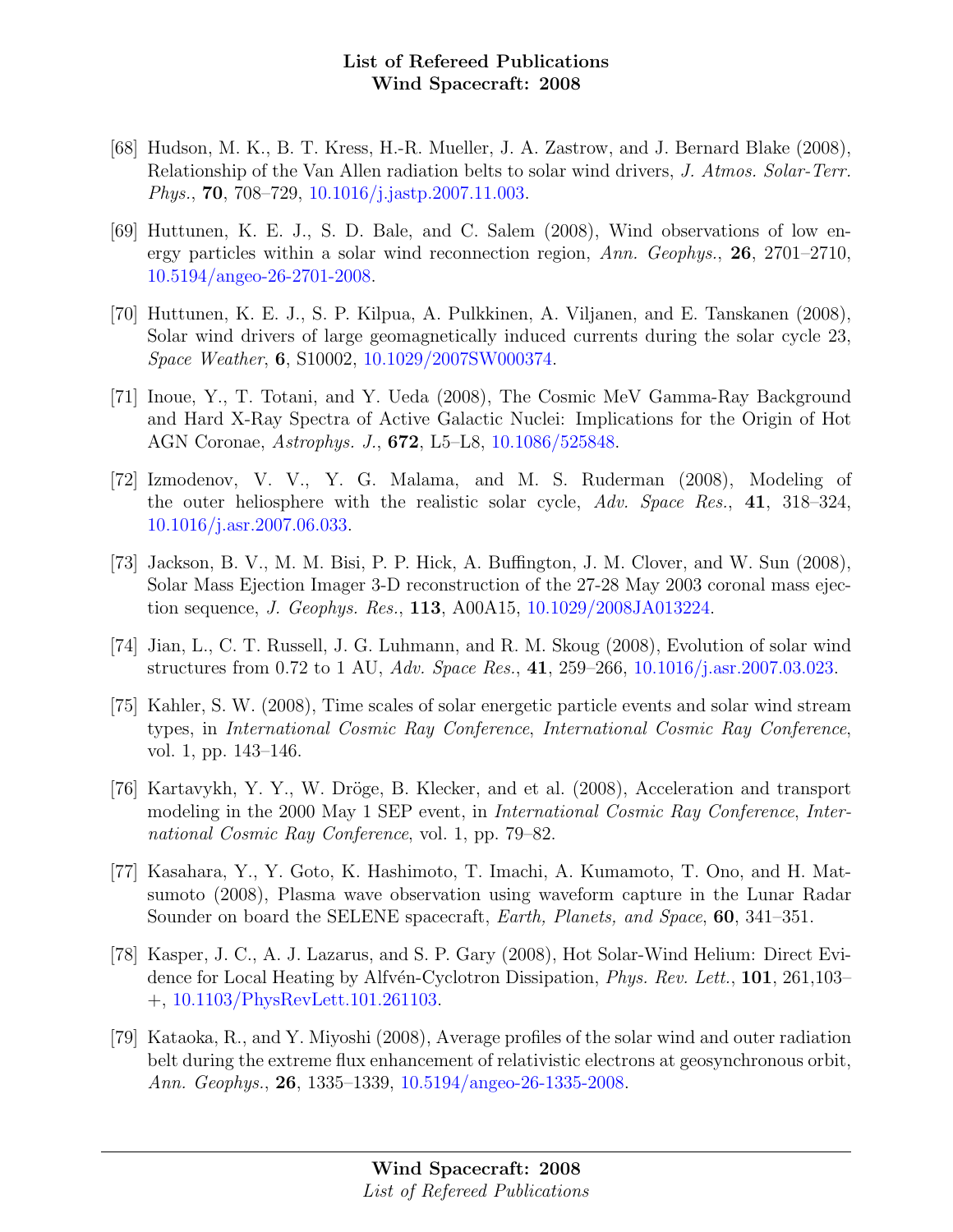[68] Hudson, M. K., B. T. Kress, H.-R. Mueller, J. A. Zastrow, and J. Bernard Blake (2008), Relationship of the Van Allen radiation belts to solar wind drivers, *J. Atmos. Solar-Terr. Phys.*, **70**, 708–729, 10.1016/j.jastp.2007.11.003.

[69] Huttunen, K. E. J., S. D. Bale, and C. Salem (2008), Wind observations of low energy particles within a solar wind reconnection region, *Ann. Geophys.*, **26**, 2701–2710, 10.5194/angeo-26-2701-2008.

[70] Huttunen, K. E. J., S. P. Kilpua, A. Pulkkinen, A. Viljanen, and E. Tanskanen (2008), Solar wind drivers of large geomagnetically induced currents during the solar cycle 23, *Space Weather*, **6**, S10002, 10.1029/2007SW000374.

[71] Inoue, Y., T. Totani, and Y. Ueda (2008), The Cosmic MeV Gamma-Ray Background and Hard X-Ray Spectra of Active Galactic Nuclei: Implications for the Origin of Hot AGN Coronae, *Astrophys. J.*, **672**, L5–L8, 10.1086/525848.

[72] Izmodenov, V. V., Y. G. Malama, and M. S. Ruderman (2008), Modeling of the outer heliosphere with the realistic solar cycle, *Adv. Space Res.*, **41**, 318–324, 10.1016/j.asr.2007.06.033.

[73] Jackson, B. V., M. M. Bisi, P. P. Hick, A. Buffington, J. M. Clover, and W. Sun (2008), Solar Mass Ejection Imager 3-D reconstruction of the 27-28 May 2003 coronal mass ejection sequence, *J. Geophys. Res.*, **113**, A00A15, 10.1029/2008JA013224.

[74] Jian, L., C. T. Russell, J. G. Luhmann, and R. M. Skoug (2008), Evolution of solar wind structures from 0.72 to 1 AU, *Adv. Space Res.*, **41**, 259–266, 10.1016/j.asr.2007.03.023.

[75] Kahler, S. W. (2008), Time scales of solar energetic particle events and solar wind stream types, in *International Cosmic Ray Conference*, *International Cosmic Ray Conference*, vol. 1, pp. 143–146.

[76] Kartavykh, Y. Y., W. Dröge, B. Klecker, and et al. (2008), Acceleration and transport modeling in the 2000 May 1 SEP event, in *International Cosmic Ray Conference*, *International Cosmic Ray Conference*, vol. 1, pp. 79–82.

[77] Kasahara, Y., Y. Goto, K. Hashimoto, T. Imachi, A. Kumamoto, T. Ono, and H. Matsumoto (2008), Plasma wave observation using waveform capture in the Lunar Radar Sounder on board the SELENE spacecraft, *Earth, Planets, and Space*, **60**, 341–351.

[78] Kasper, J. C., A. J. Lazarus, and S. P. Gary (2008), Hot Solar-Wind Helium: Direct Evidence for Local Heating by Alfvén-Cyclotron Dissipation, *Phys. Rev. Lett.*, **101**, 261,103–+, 10.1103/PhysRevLett.101.261103.

[79] Kataoka, R., and Y. Miyoshi (2008), Average profiles of the solar wind and outer radiation belt during the extreme flux enhancement of relativistic electrons at geosynchronous orbit, *Ann. Geophys.*, **26**, 1335–1339, 10.5194/angeo-26-1335-2008.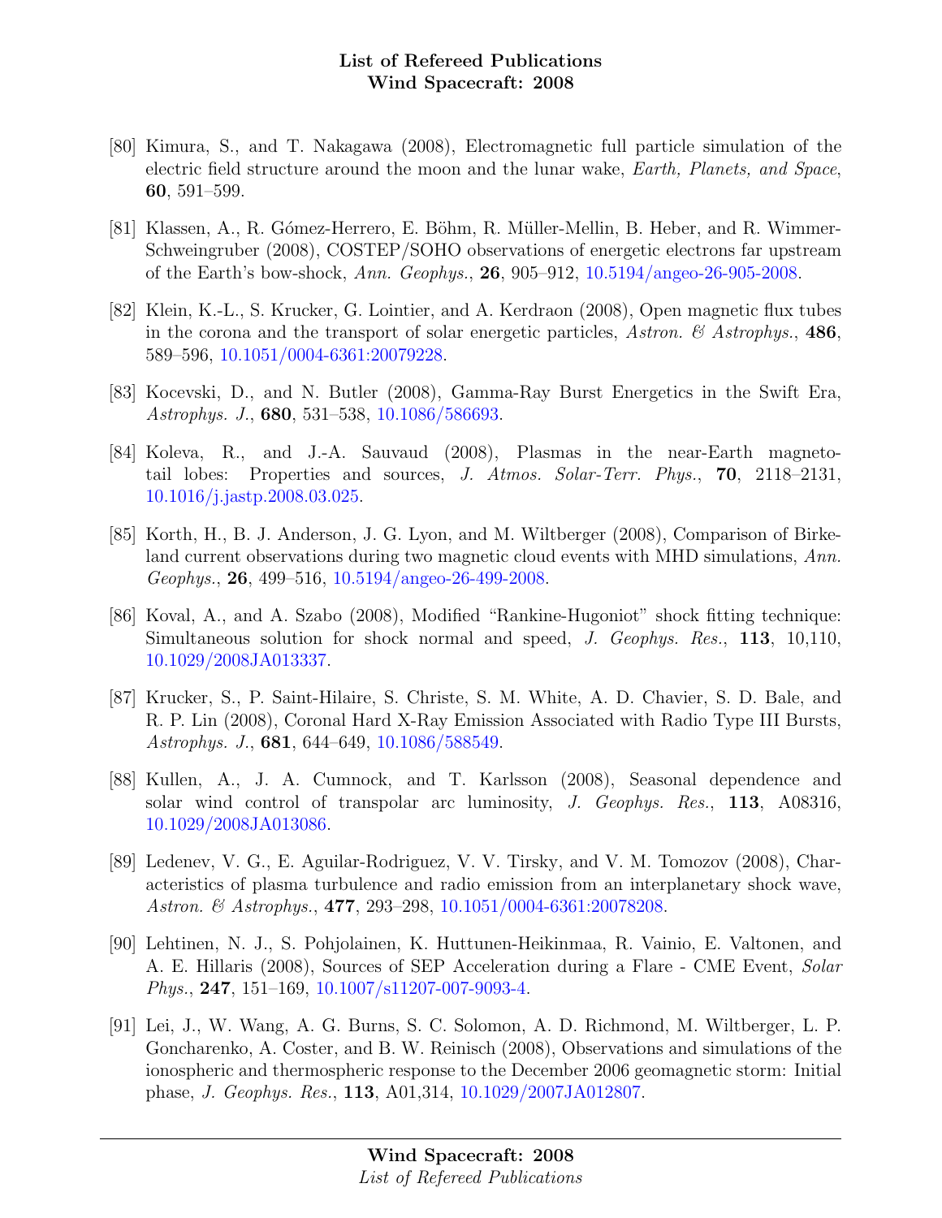[80] Kimura, S., and T. Nakagawa (2008), Electromagnetic full particle simulation of the electric field structure around the moon and the lunar wake, *Earth, Planets, and Space*, **60**, 591–599.

[81] Klassen, A., R. Gómez-Herrero, E. Böhm, R. Müller-Mellin, B. Heber, and R. Wimmer-Schweingruber (2008), COSTEP/SOHO observations of energetic electrons far upstream of the Earth's bow-shock, *Ann. Geophys.*, **26**, 905–912, 10.5194/angeo-26-905-2008.

[82] Klein, K.-L., S. Krucker, G. Lointier, and A. Kerdraon (2008), Open magnetic flux tubes in the corona and the transport of solar energetic particles, *Astron. & Astrophys.*, **486**, 589–596, 10.1051/0004-6361:20079228.

[83] Kocevski, D., and N. Butler (2008), Gamma-Ray Burst Energetics in the Swift Era, *Astrophys. J.*, **680**, 531–538, 10.1086/586693.

[84] Koleva, R., and J.-A. Sauvaud (2008), Plasmas in the near-Earth magnetotail lobes: Properties and sources, *J. Atmos. Solar-Terr. Phys.*, **70**, 2118–2131, 10.1016/j.jastp.2008.03.025.

[85] Korth, H., B. J. Anderson, J. G. Lyon, and M. Wiltberger (2008), Comparison of Birkeland current observations during two magnetic cloud events with MHD simulations, *Ann. Geophys.*, **26**, 499–516, 10.5194/angeo-26-499-2008.

[86] Koval, A., and A. Szabo (2008), Modified "Rankine-Hugoniot" shock fitting technique: Simultaneous solution for shock normal and speed, *J. Geophys. Res.*, **113**, 10,110, 10.1029/2008JA013337.

[87] Krucker, S., P. Saint-Hilaire, S. Christe, S. M. White, A. D. Chavier, S. D. Bale, and R. P. Lin (2008), Coronal Hard X-Ray Emission Associated with Radio Type III Bursts, *Astrophys. J.*, **681**, 644–649, 10.1086/588549.

[88] Kullen, A., J. A. Cumnock, and T. Karlsson (2008), Seasonal dependence and solar wind control of transpolar arc luminosity, *J. Geophys. Res.*, **113**, A08316, 10.1029/2008JA013086.

[89] Ledenev, V. G., E. Aguilar-Rodriguez, V. V. Tirsky, and V. M. Tomozov (2008), Characteristics of plasma turbulence and radio emission from an interplanetary shock wave, *Astron. & Astrophys.*, **477**, 293–298, 10.1051/0004-6361:20078208.

[90] Lehtinen, N. J., S. Pohjolainen, K. Huttunen-Heikinmaa, R. Vainio, E. Valtonen, and A. E. Hillaris (2008), Sources of SEP Acceleration during a Flare - CME Event, *Solar Phys.*, **247**, 151–169, 10.1007/s11207-007-9093-4.

[91] Lei, J., W. Wang, A. G. Burns, S. C. Solomon, A. D. Richmond, M. Wiltberger, L. P. Goncharenko, A. Coster, and B. W. Reinisch (2008), Observations and simulations of the ionospheric and thermospheric response to the December 2006 geomagnetic storm: Initial phase, *J. Geophys. Res.*, **113**, A01,314, 10.1029/2007JA012807.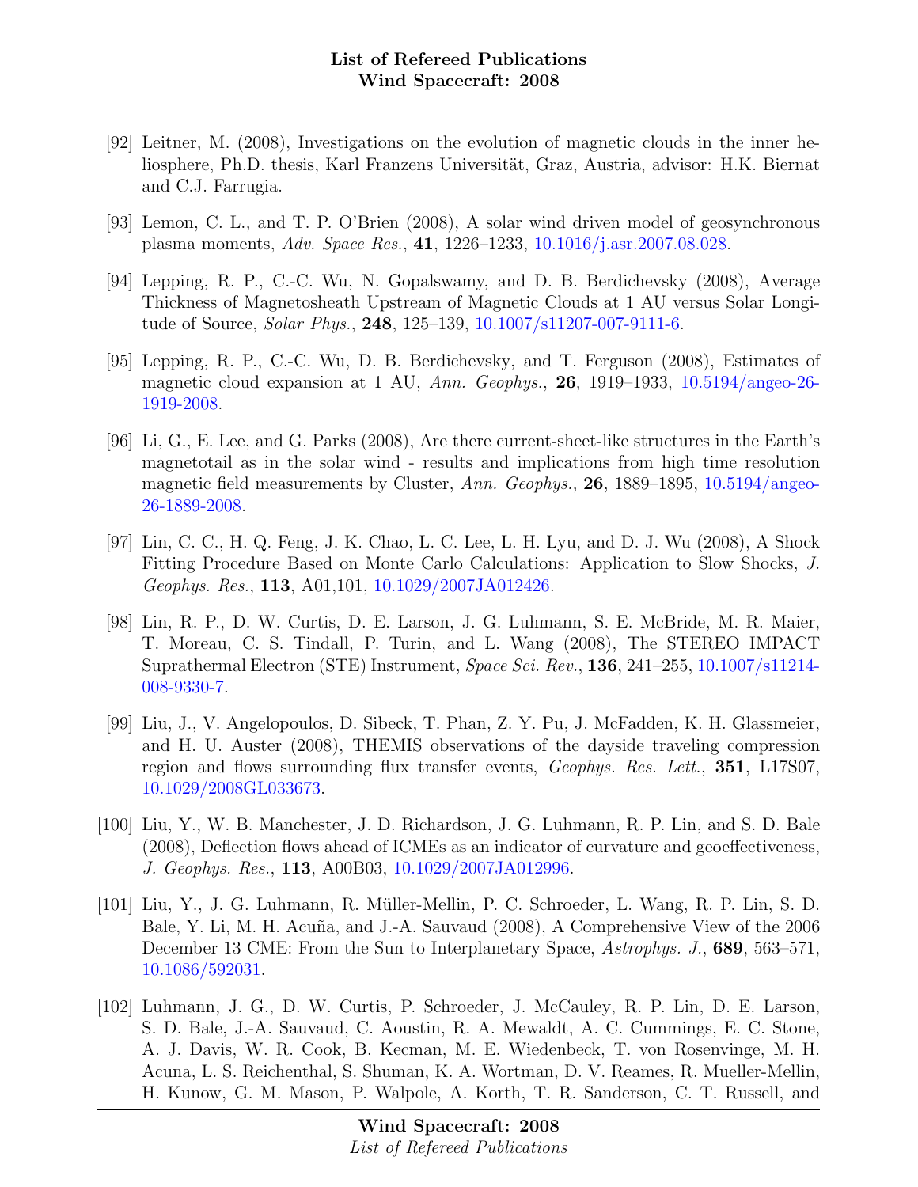[92] Leitner, M. (2008), Investigations on the evolution of magnetic clouds in the inner heliosphere, Ph.D. thesis, Karl Franzens Universität, Graz, Austria, advisor: H.K. Biernat and C.J. Farrugia.

[93] Lemon, C. L., and T. P. O'Brien (2008), A solar wind driven model of geosynchronous plasma moments, *Adv. Space Res.*, **41**, 1226–1233, 10.1016/j.asr.2007.08.028.

[94] Lepping, R. P., C.-C. Wu, N. Gopalswamy, and D. B. Berdichevsky (2008), Average Thickness of Magnetosheath Upstream of Magnetic Clouds at 1 AU versus Solar Longitude of Source, *Solar Phys.*, **248**, 125–139, 10.1007/s11207-007-9111-6.

[95] Lepping, R. P., C.-C. Wu, D. B. Berdichevsky, and T. Ferguson (2008), Estimates of magnetic cloud expansion at 1 AU, *Ann. Geophys.*, **26**, 1919–1933, 10.5194/angeo-26-1919-2008.

[96] Li, G., E. Lee, and G. Parks (2008), Are there current-sheet-like structures in the Earth's magnetotail as in the solar wind - results and implications from high time resolution magnetic field measurements by Cluster, *Ann. Geophys.*, **26**, 1889–1895, 10.5194/angeo-26-1889-2008.

[97] Lin, C. C., H. Q. Feng, J. K. Chao, L. C. Lee, L. H. Lyu, and D. J. Wu (2008), A Shock Fitting Procedure Based on Monte Carlo Calculations: Application to Slow Shocks, *J. Geophys. Res.*, **113**, A01,101, 10.1029/2007JA012426.

[98] Lin, R. P., D. W. Curtis, D. E. Larson, J. G. Luhmann, S. E. McBride, M. R. Maier, T. Moreau, C. S. Tindall, P. Turin, and L. Wang (2008), The STEREO IMPACT Suprathermal Electron (STE) Instrument, *Space Sci. Rev.*, **136**, 241–255, 10.1007/s11214-008-9330-7.

[99] Liu, J., V. Angelopoulos, D. Sibeck, T. Phan, Z. Y. Pu, J. McFadden, K. H. Glassmeier, and H. U. Auster (2008), THEMIS observations of the dayside traveling compression region and flows surrounding flux transfer events, *Geophys. Res. Lett.*, **351**, L17S07, 10.1029/2008GL033673.

[100] Liu, Y., W. B. Manchester, J. D. Richardson, J. G. Luhmann, R. P. Lin, and S. D. Bale (2008), Deflection flows ahead of ICMEs as an indicator of curvature and geoeffectiveness, *J. Geophys. Res.*, **113**, A00B03, 10.1029/2007JA012996.

[101] Liu, Y., J. G. Luhmann, R. Müller-Mellin, P. C. Schroeder, L. Wang, R. P. Lin, S. D. Bale, Y. Li, M. H. Acuña, and J.-A. Sauvaud (2008), A Comprehensive View of the 2006 December 13 CME: From the Sun to Interplanetary Space, *Astrophys. J.*, **689**, 563–571, 10.1086/592031.

[102] Luhmann, J. G., D. W. Curtis, P. Schroeder, J. McCauley, R. P. Lin, D. E. Larson, S. D. Bale, J.-A. Sauvaud, C. Aoustin, R. A. Mewaldt, A. C. Cummings, E. C. Stone, A. J. Davis, W. R. Cook, B. Kecman, M. E. Wiedenbeck, T. von Rosenvinge, M. H. Acuna, L. S. Reichenthal, S. Shuman, K. A. Wortman, D. V. Reames, R. Mueller-Mellin, H. Kunow, G. M. Mason, P. Walpole, A. Korth, T. R. Sanderson, C. T. Russell, and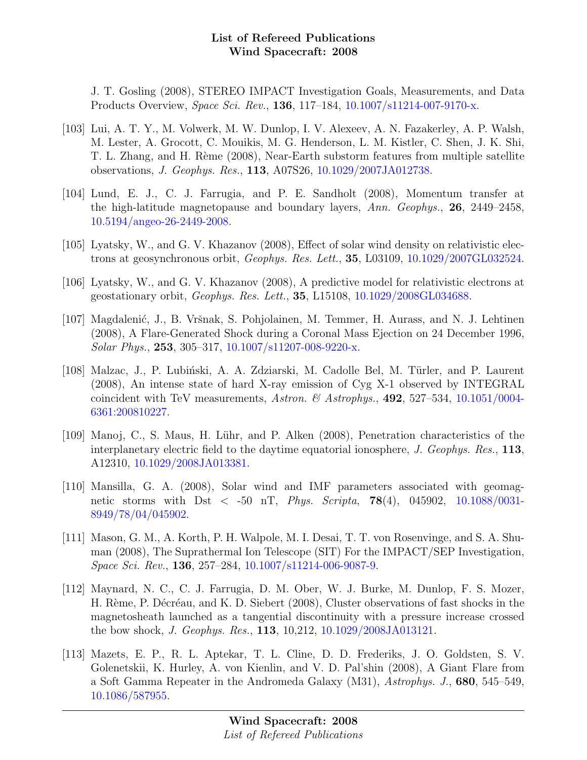J. T. Gosling (2008), STEREO IMPACT Investigation Goals, Measurements, and Data Products Overview, *Space Sci. Rev.*, **136**, 117–184, 10.1007/s11214-007-9170-x.

[103] Lui, A. T. Y., M. Volwerk, M. W. Dunlop, I. V. Alexeev, A. N. Fazakerley, A. P. Walsh, M. Lester, A. Grocott, C. Mouikis, M. G. Henderson, L. M. Kistler, C. Shen, J. K. Shi, T. L. Zhang, and H. Rème (2008), Near-Earth substorm features from multiple satellite observations, *J. Geophys. Res.*, **113**, A07S26, 10.1029/2007JA012738.

[104] Lund, E. J., C. J. Farrugia, and P. E. Sandholt (2008), Momentum transfer at the high-latitude magnetopause and boundary layers, *Ann. Geophys.*, **26**, 2449–2458, 10.5194/angeo-26-2449-2008.

[105] Lyatsky, W., and G. V. Khazanov (2008), Effect of solar wind density on relativistic electrons at geosynchronous orbit, *Geophys. Res. Lett.*, **35**, L03109, 10.1029/2007GL032524.

[106] Lyatsky, W., and G. V. Khazanov (2008), A predictive model for relativistic electrons at geostationary orbit, *Geophys. Res. Lett.*, **35**, L15108, 10.1029/2008GL034688.

[107] Magdalenić, J., B. Vršnak, S. Pohjolainen, M. Temmer, H. Aurass, and N. J. Lehtinen (2008), A Flare-Generated Shock during a Coronal Mass Ejection on 24 December 1996, *Solar Phys.*, **253**, 305–317, 10.1007/s11207-008-9220-x.

[108] Malzac, J., P. Lubiński, A. A. Zdziarski, M. Cadolle Bel, M. Türler, and P. Laurent (2008), An intense state of hard X-ray emission of Cyg X-1 observed by INTEGRAL coincident with TeV measurements, *Astron. & Astrophys.*, **492**, 527–534, 10.1051/0004-6361:200810227.

[109] Manoj, C., S. Maus, H. Lühr, and P. Alken (2008), Penetration characteristics of the interplanetary electric field to the daytime equatorial ionosphere, *J. Geophys. Res.*, **113**, A12310, 10.1029/2008JA013381.

[110] Mansilla, G. A. (2008), Solar wind and IMF parameters associated with geomagnetic storms with Dst < -50 nT, *Phys. Scripta*, **78**(4), 045902, 10.1088/0031-8949/78/04/045902.

[111] Mason, G. M., A. Korth, P. H. Walpole, M. I. Desai, T. T. von Rosenvinge, and S. A. Shuman (2008), The Suprathermal Ion Telescope (SIT) For the IMPACT/SEP Investigation, *Space Sci. Rev.*, **136**, 257–284, 10.1007/s11214-006-9087-9.

[112] Maynard, N. C., C. J. Farrugia, D. M. Ober, W. J. Burke, M. Dunlop, F. S. Mozer, H. Rème, P. Décréau, and K. D. Siebert (2008), Cluster observations of fast shocks in the magnetosheath launched as a tangential discontinuity with a pressure increase crossed the bow shock, *J. Geophys. Res.*, **113**, 10,212, 10.1029/2008JA013121.

[113] Mazets, E. P., R. L. Aptekar, T. L. Cline, D. D. Frederiks, J. O. Goldsten, S. V. Golenetskii, K. Hurley, A. von Kienlin, and V. D. Pal'shin (2008), A Giant Flare from a Soft Gamma Repeater in the Andromeda Galaxy (M31), *Astrophys. J.*, **680**, 545–549, 10.1086/587955.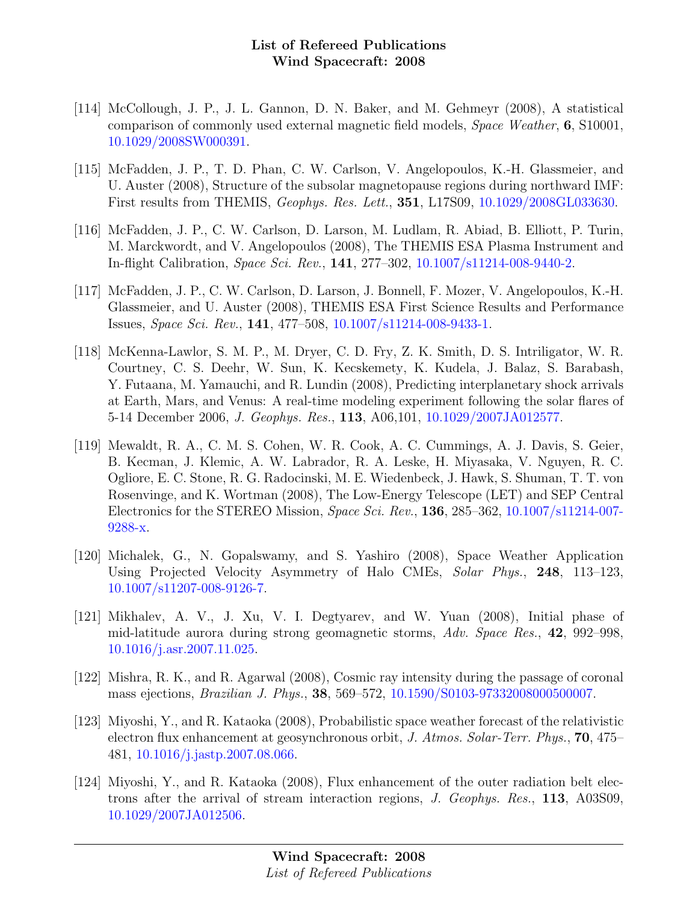[114] McCollough, J. P., J. L. Gannon, D. N. Baker, and M. Gehmeyr (2008), A statistical comparison of commonly used external magnetic field models, *Space Weather*, **6**, S10001, 10.1029/2008SW000391.

[115] McFadden, J. P., T. D. Phan, C. W. Carlson, V. Angelopoulos, K.-H. Glassmeier, and U. Auster (2008), Structure of the subsolar magnetopause regions during northward IMF: First results from THEMIS, *Geophys. Res. Lett.*, **351**, L17S09, 10.1029/2008GL033630.

[116] McFadden, J. P., C. W. Carlson, D. Larson, M. Ludlam, R. Abiad, B. Elliott, P. Turin, M. Marckwordt, and V. Angelopoulos (2008), The THEMIS ESA Plasma Instrument and In-flight Calibration, *Space Sci. Rev.*, **141**, 277–302, 10.1007/s11214-008-9440-2.

[117] McFadden, J. P., C. W. Carlson, D. Larson, J. Bonnell, F. Mozer, V. Angelopoulos, K.-H. Glassmeier, and U. Auster (2008), THEMIS ESA First Science Results and Performance Issues, *Space Sci. Rev.*, **141**, 477–508, 10.1007/s11214-008-9433-1.

[118] McKenna-Lawlor, S. M. P., M. Dryer, C. D. Fry, Z. K. Smith, D. S. Intriligator, W. R. Courtney, C. S. Deehr, W. Sun, K. Kecskemety, K. Kudela, J. Balaz, S. Barabash, Y. Futaana, M. Yamauchi, and R. Lundin (2008), Predicting interplanetary shock arrivals at Earth, Mars, and Venus: A real-time modeling experiment following the solar flares of 5-14 December 2006, *J. Geophys. Res.*, **113**, A06,101, 10.1029/2007JA012577.

[119] Mewaldt, R. A., C. M. S. Cohen, W. R. Cook, A. C. Cummings, A. J. Davis, S. Geier, B. Kecman, J. Klemic, A. W. Labrador, R. A. Leske, H. Miyasaka, V. Nguyen, R. C. Ogliore, E. C. Stone, R. G. Radocinski, M. E. Wiedenbeck, J. Hawk, S. Shuman, T. T. von Rosenvinge, and K. Wortman (2008), The Low-Energy Telescope (LET) and SEP Central Electronics for the STEREO Mission, *Space Sci. Rev.*, **136**, 285–362, 10.1007/s11214-007-9288-x.

[120] Michalek, G., N. Gopalswamy, and S. Yashiro (2008), Space Weather Application Using Projected Velocity Asymmetry of Halo CMEs, *Solar Phys.*, **248**, 113–123, 10.1007/s11207-008-9126-7.

[121] Mikhalev, A. V., J. Xu, V. I. Degtyarev, and W. Yuan (2008), Initial phase of mid-latitude aurora during strong geomagnetic storms, *Adv. Space Res.*, **42**, 992–998, 10.1016/j.asr.2007.11.025.

[122] Mishra, R. K., and R. Agarwal (2008), Cosmic ray intensity during the passage of coronal mass ejections, *Brazilian J. Phys.*, **38**, 569–572, 10.1590/S0103-97332008000500007.

[123] Miyoshi, Y., and R. Kataoka (2008), Probabilistic space weather forecast of the relativistic electron flux enhancement at geosynchronous orbit, *J. Atmos. Solar-Terr. Phys.*, **70**, 475–481, 10.1016/j.jastp.2007.08.066.

[124] Miyoshi, Y., and R. Kataoka (2008), Flux enhancement of the outer radiation belt electrons after the arrival of stream interaction regions, *J. Geophys. Res.*, **113**, A03S09, 10.1029/2007JA012506.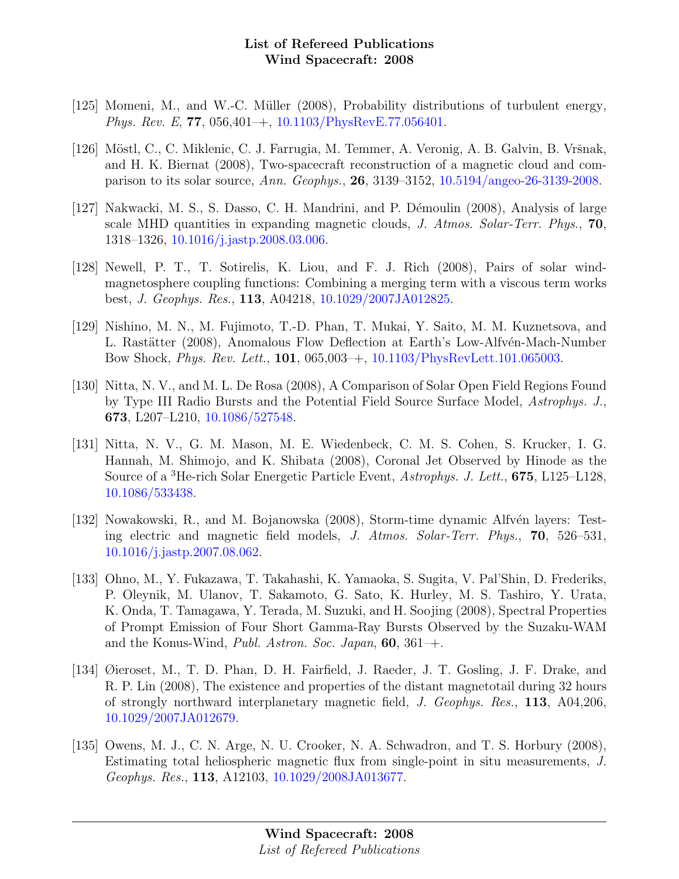[125] Momeni, M., and W.-C. Müller (2008), Probability distributions of turbulent energy, *Phys. Rev. E*, **77**, 056,401–+, 10.1103/PhysRevE.77.056401.

[126] Möstl, C., C. Miklenic, C. J. Farrugia, M. Temmer, A. Veronig, A. B. Galvin, B. Vršnak, and H. K. Biernat (2008), Two-spacecraft reconstruction of a magnetic cloud and comparison to its solar source, *Ann. Geophys.*, **26**, 3139–3152, 10.5194/angeo-26-3139-2008.

[127] Nakwacki, M. S., S. Dasso, C. H. Mandrini, and P. Démoulin (2008), Analysis of large scale MHD quantities in expanding magnetic clouds, *J. Atmos. Solar-Terr. Phys.*, **70**, 1318–1326, 10.1016/j.jastp.2008.03.006.

[128] Newell, P. T., T. Sotirelis, K. Liou, and F. J. Rich (2008), Pairs of solar wind-magnetosphere coupling functions: Combining a merging term with a viscous term works best, *J. Geophys. Res.*, **113**, A04218, 10.1029/2007JA012825.

[129] Nishino, M. N., M. Fujimoto, T.-D. Phan, T. Mukai, Y. Saito, M. M. Kuznetsova, and L. Rastätter (2008), Anomalous Flow Deflection at Earth's Low-Alfvén-Mach-Number Bow Shock, *Phys. Rev. Lett.*, **101**, 065,003–+, 10.1103/PhysRevLett.101.065003.

[130] Nitta, N. V., and M. L. De Rosa (2008), A Comparison of Solar Open Field Regions Found by Type III Radio Bursts and the Potential Field Source Surface Model, *Astrophys. J.*, **673**, L207–L210, 10.1086/527548.

[131] Nitta, N. V., G. M. Mason, M. E. Wiedenbeck, C. M. S. Cohen, S. Krucker, I. G. Hannah, M. Shimojo, and K. Shibata (2008), Coronal Jet Observed by Hinode as the Source of a $^{3}$He-rich Solar Energetic Particle Event, *Astrophys. J. Lett.*, **675**, L125–L128, 10.1086/533438.

[132] Nowakowski, R., and M. Bojanowska (2008), Storm-time dynamic Alfvén layers: Testing electric and magnetic field models, *J. Atmos. Solar-Terr. Phys.*, **70**, 526–531, 10.1016/j.jastp.2007.08.062.

[133] Ohno, M., Y. Fukazawa, T. Takahashi, K. Yamaoka, S. Sugita, V. Pal'Shin, D. Frederiks, P. Oleynik, M. Ulanov, T. Sakamoto, G. Sato, K. Hurley, M. S. Tashiro, Y. Urata, K. Onda, T. Tamagawa, Y. Terada, M. Suzuki, and H. Soojing (2008), Spectral Properties of Prompt Emission of Four Short Gamma-Ray Bursts Observed by the Suzaku-WAM and the Konus-Wind, *Publ. Astron. Soc. Japan*, **60**, 361–+.

[134] Øieroset, M., T. D. Phan, D. H. Fairfield, J. Raeder, J. T. Gosling, J. F. Drake, and R. P. Lin (2008), The existence and properties of the distant magnetotail during 32 hours of strongly northward interplanetary magnetic field, *J. Geophys. Res.*, **113**, A04,206, 10.1029/2007JA012679.

[135] Owens, M. J., C. N. Arge, N. U. Crooker, N. A. Schwadron, and T. S. Horbury (2008), Estimating total heliospheric magnetic flux from single-point in situ measurements, *J. Geophys. Res.*, **113**, A12103, 10.1029/2008JA013677.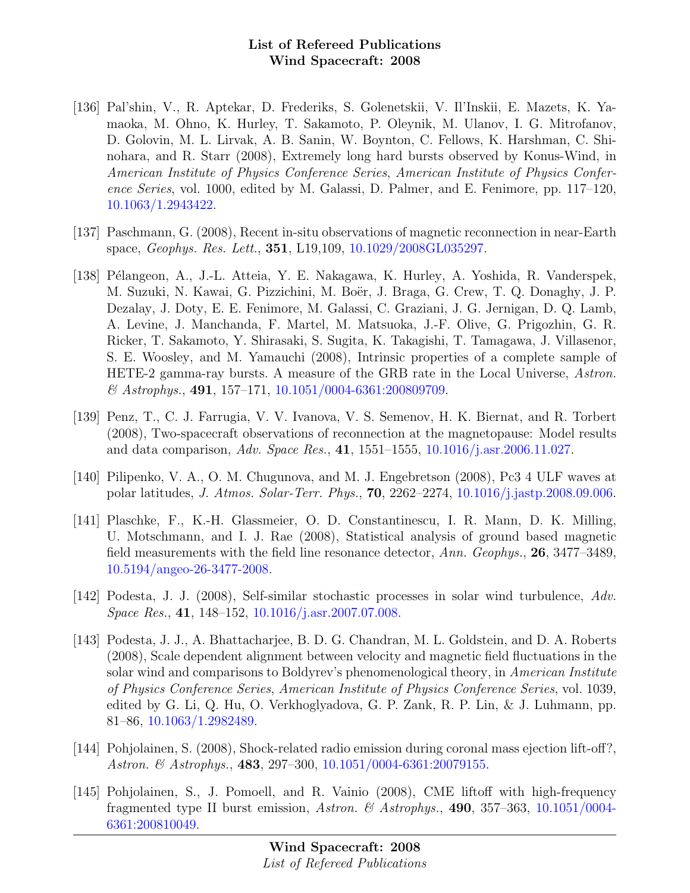[136] Pal'shin, V., R. Aptekar, D. Frederiks, S. Golenetskii, V. Il'Inskii, E. Mazets, K. Yamaoka, M. Ohno, K. Hurley, T. Sakamoto, P. Oleynik, M. Ulanov, I. G. Mitrofanov, D. Golovin, M. L. Lirvak, A. B. Sanin, W. Boynton, C. Fellows, K. Harshman, C. Shinohara, and R. Starr (2008), Extremely long hard bursts observed by Konus-Wind, in *American Institute of Physics Conference Series*, *American Institute of Physics Conference Series*, vol. 1000, edited by M. Galassi, D. Palmer, and E. Fenimore, pp. 117–120, 10.1063/1.2943422.

[137] Paschmann, G. (2008), Recent in-situ observations of magnetic reconnection in near-Earth space, *Geophys. Res. Lett.*, **351**, L19,109, 10.1029/2008GL035297.

[138] Pélangeon, A., J.-L. Atteia, Y. E. Nakagawa, K. Hurley, A. Yoshida, R. Vanderspek, M. Suzuki, N. Kawai, G. Pizzichini, M. Boër, J. Braga, G. Crew, T. Q. Donaghy, J. P. Dezalay, J. Doty, E. E. Fenimore, M. Galassi, C. Graziani, J. G. Jernigan, D. Q. Lamb, A. Levine, J. Manchanda, F. Martel, M. Matsuoka, J.-F. Olive, G. Prigozhin, G. R. Ricker, T. Sakamoto, Y. Shirasaki, S. Sugita, K. Takagishi, T. Tamagawa, J. Villasenor, S. E. Woosley, and M. Yamauchi (2008), Intrinsic properties of a complete sample of HETE-2 gamma-ray bursts. A measure of the GRB rate in the Local Universe, *Astron. & Astrophys.*, **491**, 157–171, 10.1051/0004-6361:200809709.

[139] Penz, T., C. J. Farrugia, V. V. Ivanova, V. S. Semenov, H. K. Biernat, and R. Torbert (2008), Two-spacecraft observations of reconnection at the magnetopause: Model results and data comparison, *Adv. Space Res.*, **41**, 1551–1555, 10.1016/j.asr.2006.11.027.

[140] Pilipenko, V. A., O. M. Chugunova, and M. J. Engebretson (2008), Pc3 4 ULF waves at polar latitudes, *J. Atmos. Solar-Terr. Phys.*, **70**, 2262–2274, 10.1016/j.jastp.2008.09.006.

[141] Plaschke, F., K.-H. Glassmeier, O. D. Constantinescu, I. R. Mann, D. K. Milling, U. Motschmann, and I. J. Rae (2008), Statistical analysis of ground based magnetic field measurements with the field line resonance detector, *Ann. Geophys.*, **26**, 3477–3489, 10.5194/angeo-26-3477-2008.

[142] Podesta, J. J. (2008), Self-similar stochastic processes in solar wind turbulence, *Adv. Space Res.*, **41**, 148–152, 10.1016/j.asr.2007.07.008.

[143] Podesta, J. J., A. Bhattacharjee, B. D. G. Chandran, M. L. Goldstein, and D. A. Roberts (2008), Scale dependent alignment between velocity and magnetic field fluctuations in the solar wind and comparisons to Boldyrev's phenomenological theory, in *American Institute of Physics Conference Series*, *American Institute of Physics Conference Series*, vol. 1039, edited by G. Li, Q. Hu, O. Verkhoglyadova, G. P. Zank, R. P. Lin, & J. Luhmann, pp. 81–86, 10.1063/1.2982489.

[144] Pohjolainen, S. (2008), Shock-related radio emission during coronal mass ejection lift-off?, *Astron. & Astrophys.*, **483**, 297–300, 10.1051/0004-6361:20079155.

[145] Pohjolainen, S., J. Pomoell, and R. Vainio (2008), CME liftoff with high-frequency fragmented type II burst emission, *Astron. & Astrophys.*, **490**, 357–363, 10.1051/0004-6361:200810049.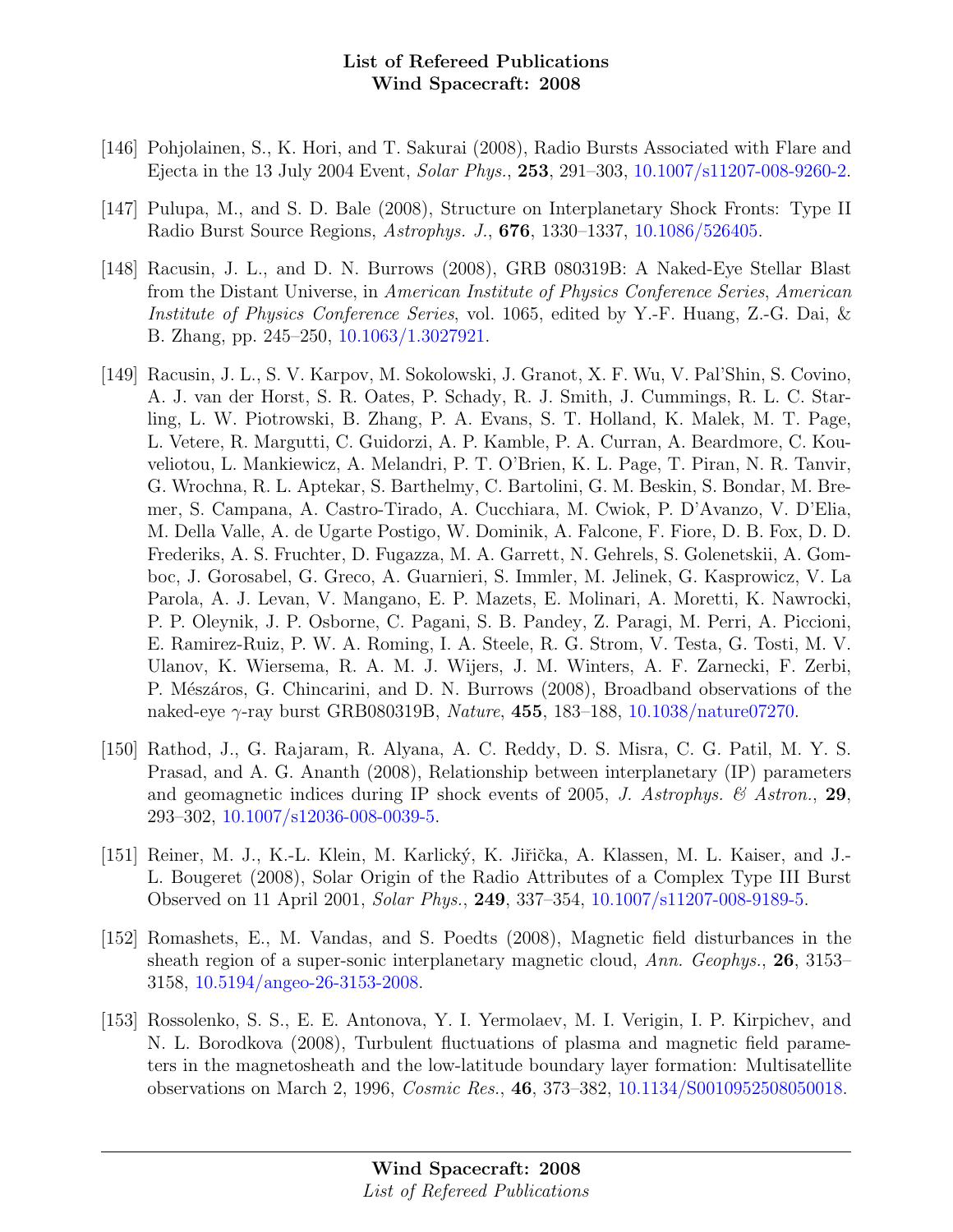[146] Pohjolainen, S., K. Hori, and T. Sakurai (2008), Radio Bursts Associated with Flare and Ejecta in the 13 July 2004 Event, *Solar Phys.*, **253**, 291–303, 10.1007/s11207-008-9260-2.

[147] Pulupa, M., and S. D. Bale (2008), Structure on Interplanetary Shock Fronts: Type II Radio Burst Source Regions, *Astrophys. J.*, **676**, 1330–1337, 10.1086/526405.

[148] Racusin, J. L., and D. N. Burrows (2008), GRB 080319B: A Naked-Eye Stellar Blast from the Distant Universe, in *American Institute of Physics Conference Series*, *American Institute of Physics Conference Series*, vol. 1065, edited by Y.-F. Huang, Z.-G. Dai, & B. Zhang, pp. 245–250, 10.1063/1.3027921.

[149] Racusin, J. L., S. V. Karpov, M. Sokolowski, J. Granot, X. F. Wu, V. Pal'Shin, S. Covino, A. J. van der Horst, S. R. Oates, P. Schady, R. J. Smith, J. Cummings, R. L. C. Starling, L. W. Piotrowski, B. Zhang, P. A. Evans, S. T. Holland, K. Malek, M. T. Page, L. Vetere, R. Margutti, C. Guidorzi, A. P. Kamble, P. A. Curran, A. Beardmore, C. Kouveliotou, L. Mankiewicz, A. Melandri, P. T. O'Brien, K. L. Page, T. Piran, N. R. Tanvir, G. Wrochna, R. L. Aptekar, S. Barthelmy, C. Bartolini, G. M. Beskin, S. Bondar, M. Bremer, S. Campana, A. Castro-Tirado, A. Cucchiara, M. Cwiok, P. D'Avanzo, V. D'Elia, M. Della Valle, A. de Ugarte Postigo, W. Dominik, A. Falcone, F. Fiore, D. B. Fox, D. D. Frederiks, A. S. Fruchter, D. Fugazza, M. A. Garrett, N. Gehrels, S. Golenetskii, A. Gomboc, J. Gorosabel, G. Greco, A. Guarnieri, S. Immler, M. Jelinek, G. Kasprowicz, V. La Parola, A. J. Levan, V. Mangano, E. P. Mazets, E. Molinari, A. Moretti, K. Nawrocki, P. P. Oleynik, J. P. Osborne, C. Pagani, S. B. Pandey, Z. Paragi, M. Perri, A. Piccioni, E. Ramirez-Ruiz, P. W. A. Roming, I. A. Steele, R. G. Strom, V. Testa, G. Tosti, M. V. Ulanov, K. Wiersema, R. A. M. J. Wijers, J. M. Winters, A. F. Zarnecki, F. Zerbi, P. Mészáros, G. Chincarini, and D. N. Burrows (2008), Broadband observations of the naked-eye $\gamma$-ray burst GRB080319B, *Nature*, **455**, 183–188, 10.1038/nature07270.

[150] Rathod, J., G. Rajaram, R. Alyana, A. C. Reddy, D. S. Misra, C. G. Patil, M. Y. S. Prasad, and A. G. Ananth (2008), Relationship between interplanetary (IP) parameters and geomagnetic indices during IP shock events of 2005, *J. Astrophys. & Astron.*, **29**, 293–302, 10.1007/s12036-008-0039-5.

[151] Reiner, M. J., K.-L. Klein, M. Karlický, K. Jiřička, A. Klassen, M. L. Kaiser, and J.-L. Bougeret (2008), Solar Origin of the Radio Attributes of a Complex Type III Burst Observed on 11 April 2001, *Solar Phys.*, **249**, 337–354, 10.1007/s11207-008-9189-5.

[152] Romashets, E., M. Vandas, and S. Poedts (2008), Magnetic field disturbances in the sheath region of a super-sonic interplanetary magnetic cloud, *Ann. Geophys.*, **26**, 3153–3158, 10.5194/angeo-26-3153-2008.

[153] Rossolenko, S. S., E. E. Antonova, Y. I. Yermolaev, M. I. Verigin, I. P. Kirpichev, and N. L. Borodkova (2008), Turbulent fluctuations of plasma and magnetic field parameters in the magnetosheath and the low-latitude boundary layer formation: Multisatellite observations on March 2, 1996, *Cosmic Res.*, **46**, 373–382, 10.1134/S0010952508050018.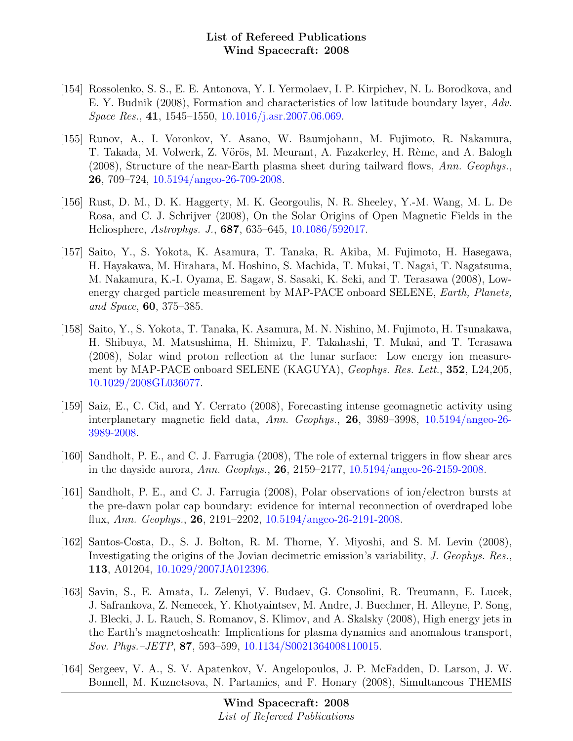[154] Rossolenko, S. S., E. E. Antonova, Y. I. Yermolaev, I. P. Kirpichev, N. L. Borodkova, and E. Y. Budnik (2008), Formation and characteristics of low latitude boundary layer, *Adv. Space Res.*, **41**, 1545–1550, 10.1016/j.asr.2007.06.069.

[155] Runov, A., I. Voronkov, Y. Asano, W. Baumjohann, M. Fujimoto, R. Nakamura, T. Takada, M. Volwerk, Z. Vörös, M. Meurant, A. Fazakerley, H. Rème, and A. Balogh (2008), Structure of the near-Earth plasma sheet during tailward flows, *Ann. Geophys.*, **26**, 709–724, 10.5194/angeo-26-709-2008.

[156] Rust, D. M., D. K. Haggerty, M. K. Georgoulis, N. R. Sheeley, Y.-M. Wang, M. L. De Rosa, and C. J. Schrijver (2008), On the Solar Origins of Open Magnetic Fields in the Heliosphere, *Astrophys. J.*, **687**, 635–645, 10.1086/592017.

[157] Saito, Y., S. Yokota, K. Asamura, T. Tanaka, R. Akiba, M. Fujimoto, H. Hasegawa, H. Hayakawa, M. Hirahara, M. Hoshino, S. Machida, T. Mukai, T. Nagai, T. Nagatsuma, M. Nakamura, K.-I. Oyama, E. Sagaw, S. Sasaki, K. Seki, and T. Terasawa (2008), Low-energy charged particle measurement by MAP-PACE onboard SELENE, *Earth, Planets, and Space*, **60**, 375–385.

[158] Saito, Y., S. Yokota, T. Tanaka, K. Asamura, M. N. Nishino, M. Fujimoto, H. Tsunakawa, H. Shibuya, M. Matsushima, H. Shimizu, F. Takahashi, T. Mukai, and T. Terasawa (2008), Solar wind proton reflection at the lunar surface: Low energy ion measurement by MAP-PACE onboard SELENE (KAGUYA), *Geophys. Res. Lett.*, **352**, L24,205, 10.1029/2008GL036077.

[159] Saiz, E., C. Cid, and Y. Cerrato (2008), Forecasting intense geomagnetic activity using interplanetary magnetic field data, *Ann. Geophys.*, **26**, 3989–3998, 10.5194/angeo-26-3989-2008.

[160] Sandholt, P. E., and C. J. Farrugia (2008), The role of external triggers in flow shear arcs in the dayside aurora, *Ann. Geophys.*, **26**, 2159–2177, 10.5194/angeo-26-2159-2008.

[161] Sandholt, P. E., and C. J. Farrugia (2008), Polar observations of ion/electron bursts at the pre-dawn polar cap boundary: evidence for internal reconnection of overdraped lobe flux, *Ann. Geophys.*, **26**, 2191–2202, 10.5194/angeo-26-2191-2008.

[162] Santos-Costa, D., S. J. Bolton, R. M. Thorne, Y. Miyoshi, and S. M. Levin (2008), Investigating the origins of the Jovian decimetric emission's variability, *J. Geophys. Res.*, **113**, A01204, 10.1029/2007JA012396.

[163] Savin, S., E. Amata, L. Zelenyi, V. Budaev, G. Consolini, R. Treumann, E. Lucek, J. Safrankova, Z. Nemecek, Y. Khotyaintsev, M. Andre, J. Buechner, H. Alleyne, P. Song, J. Blecki, J. L. Rauch, S. Romanov, S. Klimov, and A. Skalsky (2008), High energy jets in the Earth's magnetosheath: Implications for plasma dynamics and anomalous transport, *Sov. Phys.–JETP*, **87**, 593–599, 10.1134/S0021364008110015.

[164] Sergeev, V. A., S. V. Apatenkov, V. Angelopoulos, J. P. McFadden, D. Larson, J. W. Bonnell, M. Kuznetsova, N. Partamies, and F. Honary (2008), Simultaneous THEMIS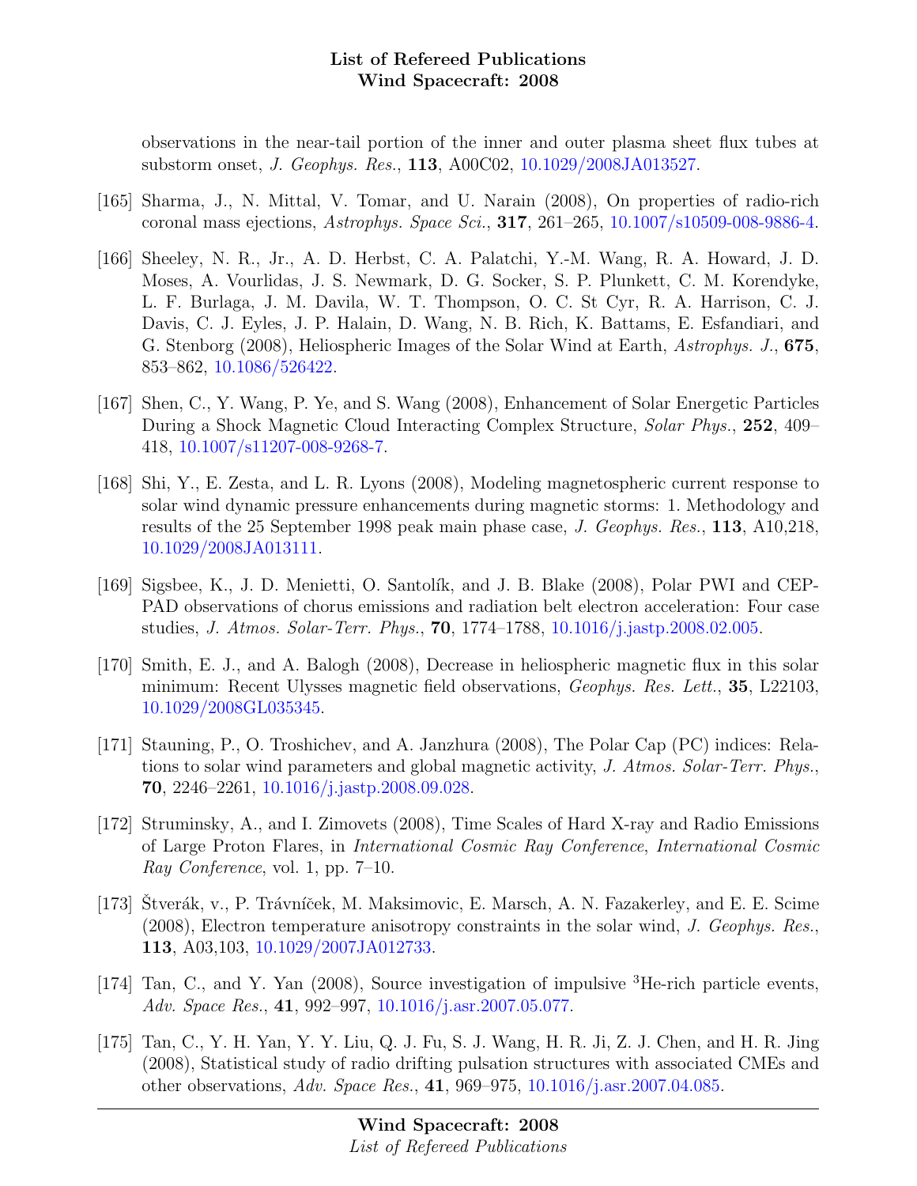observations in the near-tail portion of the inner and outer plasma sheet flux tubes at substorm onset, *J. Geophys. Res.*, **113**, A00C02, 10.1029/2008JA013527.

[165] Sharma, J., N. Mittal, V. Tomar, and U. Narain (2008), On properties of radio-rich coronal mass ejections, *Astrophys. Space Sci.*, **317**, 261–265, 10.1007/s10509-008-9886-4.

[166] Sheeley, N. R., Jr., A. D. Herbst, C. A. Palatchi, Y.-M. Wang, R. A. Howard, J. D. Moses, A. Vourlidas, J. S. Newmark, D. G. Socker, S. P. Plunkett, C. M. Korendyke, L. F. Burlaga, J. M. Davila, W. T. Thompson, O. C. St Cyr, R. A. Harrison, C. J. Davis, C. J. Eyles, J. P. Halain, D. Wang, N. B. Rich, K. Battams, E. Esfandiari, and G. Stenborg (2008), Heliospheric Images of the Solar Wind at Earth, *Astrophys. J.*, **675**, 853–862, 10.1086/526422.

[167] Shen, C., Y. Wang, P. Ye, and S. Wang (2008), Enhancement of Solar Energetic Particles During a Shock Magnetic Cloud Interacting Complex Structure, *Solar Phys.*, **252**, 409–418, 10.1007/s11207-008-9268-7.

[168] Shi, Y., E. Zesta, and L. R. Lyons (2008), Modeling magnetospheric current response to solar wind dynamic pressure enhancements during magnetic storms: 1. Methodology and results of the 25 September 1998 peak main phase case, *J. Geophys. Res.*, **113**, A10,218, 10.1029/2008JA013111.

[169] Sigsbee, K., J. D. Menietti, O. Santolík, and J. B. Blake (2008), Polar PWI and CEPPAD observations of chorus emissions and radiation belt electron acceleration: Four case studies, *J. Atmos. Solar-Terr. Phys.*, **70**, 1774–1788, 10.1016/j.jastp.2008.02.005.

[170] Smith, E. J., and A. Balogh (2008), Decrease in heliospheric magnetic flux in this solar minimum: Recent Ulysses magnetic field observations, *Geophys. Res. Lett.*, **35**, L22103, 10.1029/2008GL035345.

[171] Stauning, P., O. Troshichev, and A. Janzhura (2008), The Polar Cap (PC) indices: Relations to solar wind parameters and global magnetic activity, *J. Atmos. Solar-Terr. Phys.*, **70**, 2246–2261, 10.1016/j.jastp.2008.09.028.

[172] Struminsky, A., and I. Zimovets (2008), Time Scales of Hard X-ray and Radio Emissions of Large Proton Flares, in *International Cosmic Ray Conference*, *International Cosmic Ray Conference*, vol. 1, pp. 7–10.

[173] Štverák, v., P. Trávníček, M. Maksimovic, E. Marsch, A. N. Fazakerley, and E. E. Scime (2008), Electron temperature anisotropy constraints in the solar wind, *J. Geophys. Res.*, **113**, A03,103, 10.1029/2007JA012733.

[174] Tan, C., and Y. Yan (2008), Source investigation of impulsive $^{3}$He-rich particle events, *Adv. Space Res.*, **41**, 992–997, 10.1016/j.asr.2007.05.077.

[175] Tan, C., Y. H. Yan, Y. Y. Liu, Q. J. Fu, S. J. Wang, H. R. Ji, Z. J. Chen, and H. R. Jing (2008), Statistical study of radio drifting pulsation structures with associated CMEs and other observations, *Adv. Space Res.*, **41**, 969–975, 10.1016/j.asr.2007.04.085.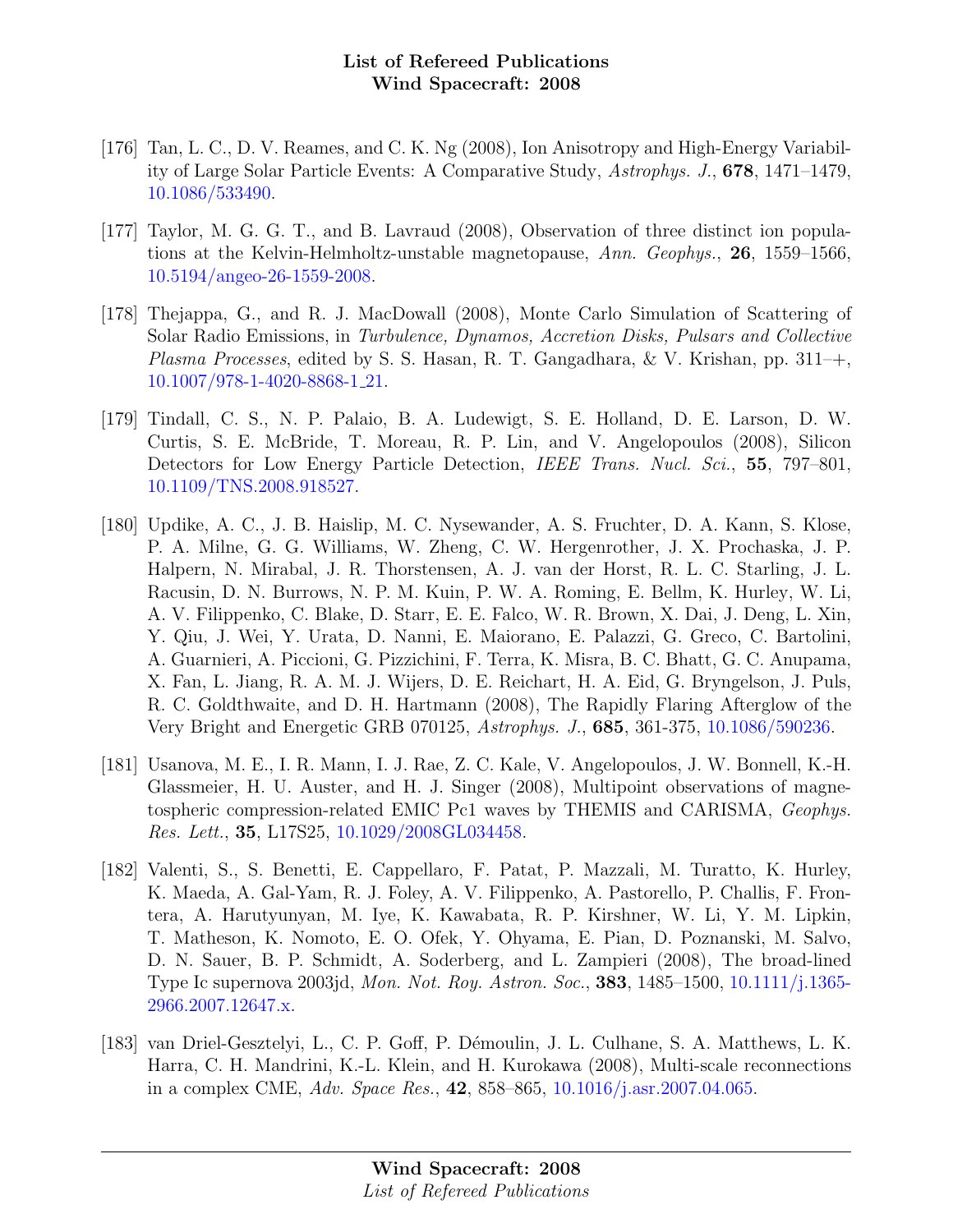[176] Tan, L. C., D. V. Reames, and C. K. Ng (2008), Ion Anisotropy and High-Energy Variability of Large Solar Particle Events: A Comparative Study, *Astrophys. J.*, **678**, 1471–1479, 10.1086/533490.

[177] Taylor, M. G. G. T., and B. Lavraud (2008), Observation of three distinct ion populations at the Kelvin-Helmholtz-unstable magnetopause, *Ann. Geophys.*, **26**, 1559–1566, 10.5194/angeo-26-1559-2008.

[178] Thejappa, G., and R. J. MacDowall (2008), Monte Carlo Simulation of Scattering of Solar Radio Emissions, in *Turbulence, Dynamos, Accretion Disks, Pulsars and Collective Plasma Processes*, edited by S. S. Hasan, R. T. Gangadhara, & V. Krishan, pp. 311–+, 10.1007/978-1-4020-8868-1_21.

[179] Tindall, C. S., N. P. Palaio, B. A. Ludewigt, S. E. Holland, D. E. Larson, D. W. Curtis, S. E. McBride, T. Moreau, R. P. Lin, and V. Angelopoulos (2008), Silicon Detectors for Low Energy Particle Detection, *IEEE Trans. Nucl. Sci.*, **55**, 797–801, 10.1109/TNS.2008.918527.

[180] Updike, A. C., J. B. Haislip, M. C. Nysewander, A. S. Fruchter, D. A. Kann, S. Klose, P. A. Milne, G. G. Williams, W. Zheng, C. W. Hergenrother, J. X. Prochaska, J. P. Halpern, N. Mirabal, J. R. Thorstensen, A. J. van der Horst, R. L. C. Starling, J. L. Racusin, D. N. Burrows, N. P. M. Kuin, P. W. A. Roming, E. Bellm, K. Hurley, W. Li, A. V. Filippenko, C. Blake, D. Starr, E. E. Falco, W. R. Brown, X. Dai, J. Deng, L. Xin, Y. Qiu, J. Wei, Y. Urata, D. Nanni, E. Maiorano, E. Palazzi, G. Greco, C. Bartolini, A. Guarnieri, A. Piccioni, G. Pizzichini, F. Terra, K. Misra, B. C. Bhatt, G. C. Anupama, X. Fan, L. Jiang, R. A. M. J. Wijers, D. E. Reichart, H. A. Eid, G. Bryngelson, J. Puls, R. C. Goldthwaite, and D. H. Hartmann (2008), The Rapidly Flaring Afterglow of the Very Bright and Energetic GRB 070125, *Astrophys. J.*, **685**, 361-375, 10.1086/590236.

[181] Usanova, M. E., I. R. Mann, I. J. Rae, Z. C. Kale, V. Angelopoulos, J. W. Bonnell, K.-H. Glassmeier, H. U. Auster, and H. J. Singer (2008), Multipoint observations of magnetospheric compression-related EMIC Pc1 waves by THEMIS and CARISMA, *Geophys. Res. Lett.*, **35**, L17S25, 10.1029/2008GL034458.

[182] Valenti, S., S. Benetti, E. Cappellaro, F. Patat, P. Mazzali, M. Turatto, K. Hurley, K. Maeda, A. Gal-Yam, R. J. Foley, A. V. Filippenko, A. Pastorello, P. Challis, F. Frontera, A. Harutyunyan, M. Iye, K. Kawabata, R. P. Kirshner, W. Li, Y. M. Lipkin, T. Matheson, K. Nomoto, E. O. Ofek, Y. Ohyama, E. Pian, D. Poznanski, M. Salvo, D. N. Sauer, B. P. Schmidt, A. Soderberg, and L. Zampieri (2008), The broad-lined Type Ic supernova 2003jd, *Mon. Not. Roy. Astron. Soc.*, **383**, 1485–1500, 10.1111/j.1365-2966.2007.12647.x.

[183] van Driel-Gesztelyi, L., C. P. Goff, P. Démoulin, J. L. Culhane, S. A. Matthews, L. K. Harra, C. H. Mandrini, K.-L. Klein, and H. Kurokawa (2008), Multi-scale reconnections in a complex CME, *Adv. Space Res.*, **42**, 858–865, 10.1016/j.asr.2007.04.065.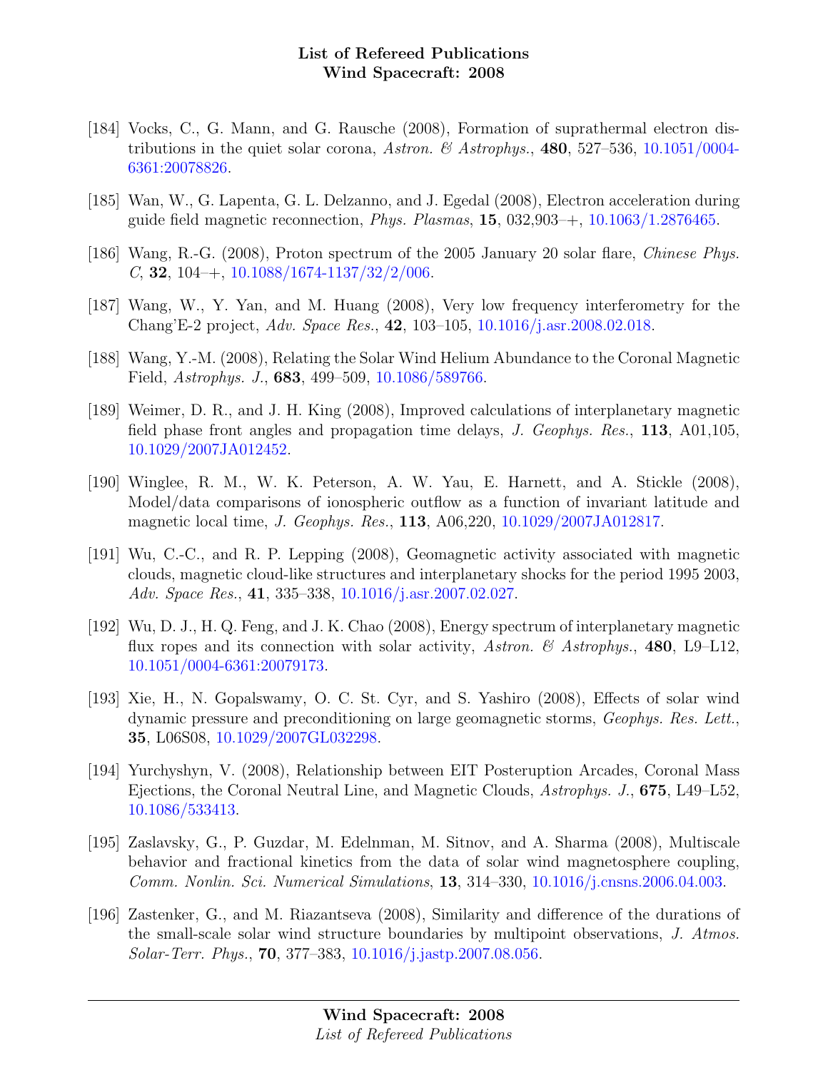[184] Vocks, C., G. Mann, and G. Rausche (2008), Formation of suprathermal electron distributions in the quiet solar corona, *Astron. & Astrophys.*, **480**, 527–536, 10.1051/0004-6361:20078826.

[185] Wan, W., G. Lapenta, G. L. Delzanno, and J. Egedal (2008), Electron acceleration during guide field magnetic reconnection, *Phys. Plasmas*, **15**, 032,903–+, 10.1063/1.2876465.

[186] Wang, R.-G. (2008), Proton spectrum of the 2005 January 20 solar flare, *Chinese Phys. C*, **32**, 104–+, 10.1088/1674-1137/32/2/006.

[187] Wang, W., Y. Yan, and M. Huang (2008), Very low frequency interferometry for the Chang'E-2 project, *Adv. Space Res.*, **42**, 103–105, 10.1016/j.asr.2008.02.018.

[188] Wang, Y.-M. (2008), Relating the Solar Wind Helium Abundance to the Coronal Magnetic Field, *Astrophys. J.*, **683**, 499–509, 10.1086/589766.

[189] Weimer, D. R., and J. H. King (2008), Improved calculations of interplanetary magnetic field phase front angles and propagation time delays, *J. Geophys. Res.*, **113**, A01,105, 10.1029/2007JA012452.

[190] Winglee, R. M., W. K. Peterson, A. W. Yau, E. Harnett, and A. Stickle (2008), Model/data comparisons of ionospheric outflow as a function of invariant latitude and magnetic local time, *J. Geophys. Res.*, **113**, A06,220, 10.1029/2007JA012817.

[191] Wu, C.-C., and R. P. Lepping (2008), Geomagnetic activity associated with magnetic clouds, magnetic cloud-like structures and interplanetary shocks for the period 1995 2003, *Adv. Space Res.*, **41**, 335–338, 10.1016/j.asr.2007.02.027.

[192] Wu, D. J., H. Q. Feng, and J. K. Chao (2008), Energy spectrum of interplanetary magnetic flux ropes and its connection with solar activity, *Astron. & Astrophys.*, **480**, L9–L12, 10.1051/0004-6361:20079173.

[193] Xie, H., N. Gopalswamy, O. C. St. Cyr, and S. Yashiro (2008), Effects of solar wind dynamic pressure and preconditioning on large geomagnetic storms, *Geophys. Res. Lett.*, **35**, L06S08, 10.1029/2007GL032298.

[194] Yurchyshyn, V. (2008), Relationship between EIT Posteruption Arcades, Coronal Mass Ejections, the Coronal Neutral Line, and Magnetic Clouds, *Astrophys. J.*, **675**, L49–L52, 10.1086/533413.

[195] Zaslavsky, G., P. Guzdar, M. Edelnman, M. Sitnov, and A. Sharma (2008), Multiscale behavior and fractional kinetics from the data of solar wind magnetosphere coupling, *Comm. Nonlin. Sci. Numerical Simulations*, **13**, 314–330, 10.1016/j.cnsns.2006.04.003.

[196] Zastenker, G., and M. Riazantseva (2008), Similarity and difference of the durations of the small-scale solar wind structure boundaries by multipoint observations, *J. Atmos. Solar-Terr. Phys.*, **70**, 377–383, 10.1016/j.jastp.2007.08.056.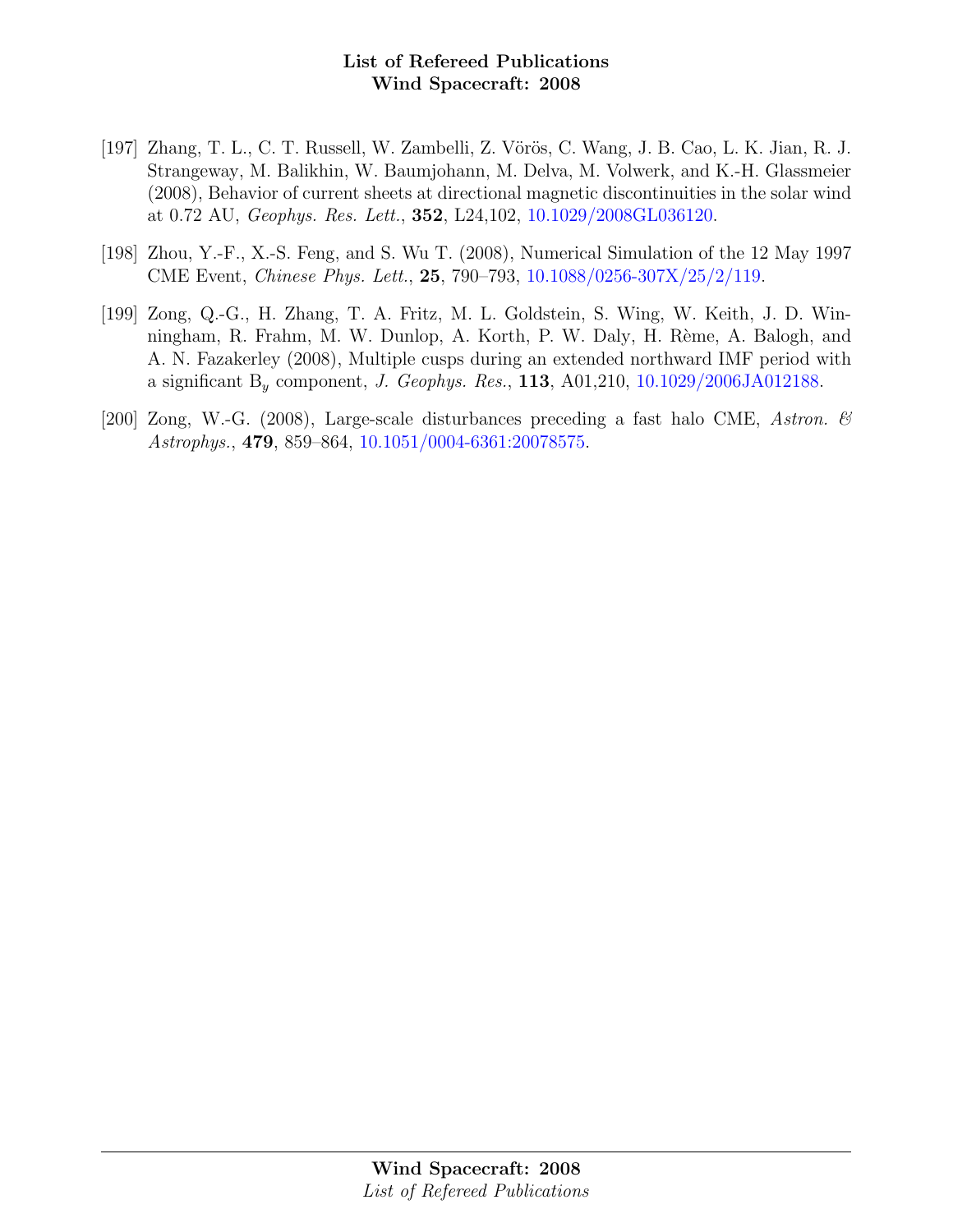[197] Zhang, T. L., C. T. Russell, W. Zambelli, Z. Vörös, C. Wang, J. B. Cao, L. K. Jian, R. J. Strangeway, M. Balikhin, W. Baumjohann, M. Delva, M. Volwerk, and K.-H. Glassmeier (2008), Behavior of current sheets at directional magnetic discontinuities in the solar wind at 0.72 AU, *Geophys. Res. Lett.*, **352**, L24,102, 10.1029/2008GL036120.

[198] Zhou, Y.-F., X.-S. Feng, and S. Wu T. (2008), Numerical Simulation of the 12 May 1997 CME Event, *Chinese Phys. Lett.*, **25**, 790–793, 10.1088/0256-307X/25/2/119.

[199] Zong, Q.-G., H. Zhang, T. A. Fritz, M. L. Goldstein, S. Wing, W. Keith, J. D. Winningham, R. Frahm, M. W. Dunlop, A. Korth, P. W. Daly, H. Rème, A. Balogh, and A. N. Fazakerley (2008), Multiple cusps during an extended northward IMF period with a significant $B_y$ component, *J. Geophys. Res.*, **113**, A01,210, 10.1029/2006JA012188.

[200] Zong, W.-G. (2008), Large-scale disturbances preceding a fast halo CME, *Astron. & Astrophys.*, **479**, 859–864, 10.1051/0004-6361:20078575.